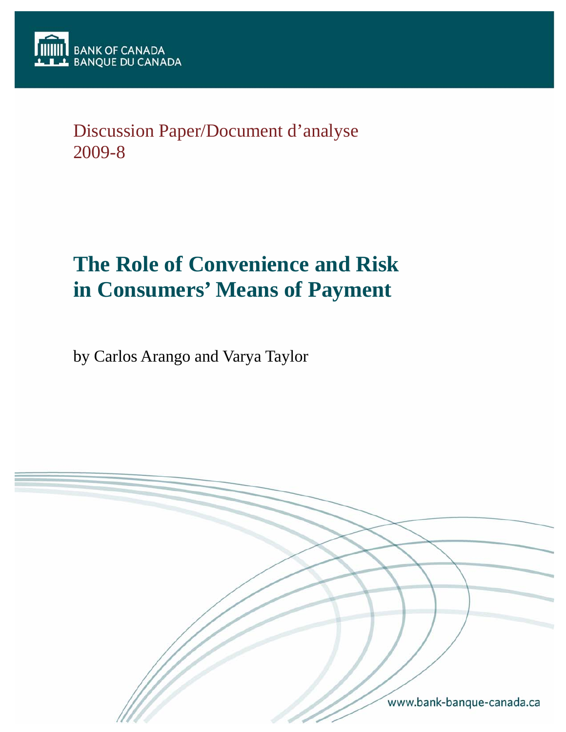BANK OF CANADA
BANQUE DU CANADA

Discussion Paper/Document d'analyse
2009-8

# The Role of Convenience and Risk in Consumers' Means of Payment

by Carlos Arango and Varya Taylor

www.bank-banque-canada.ca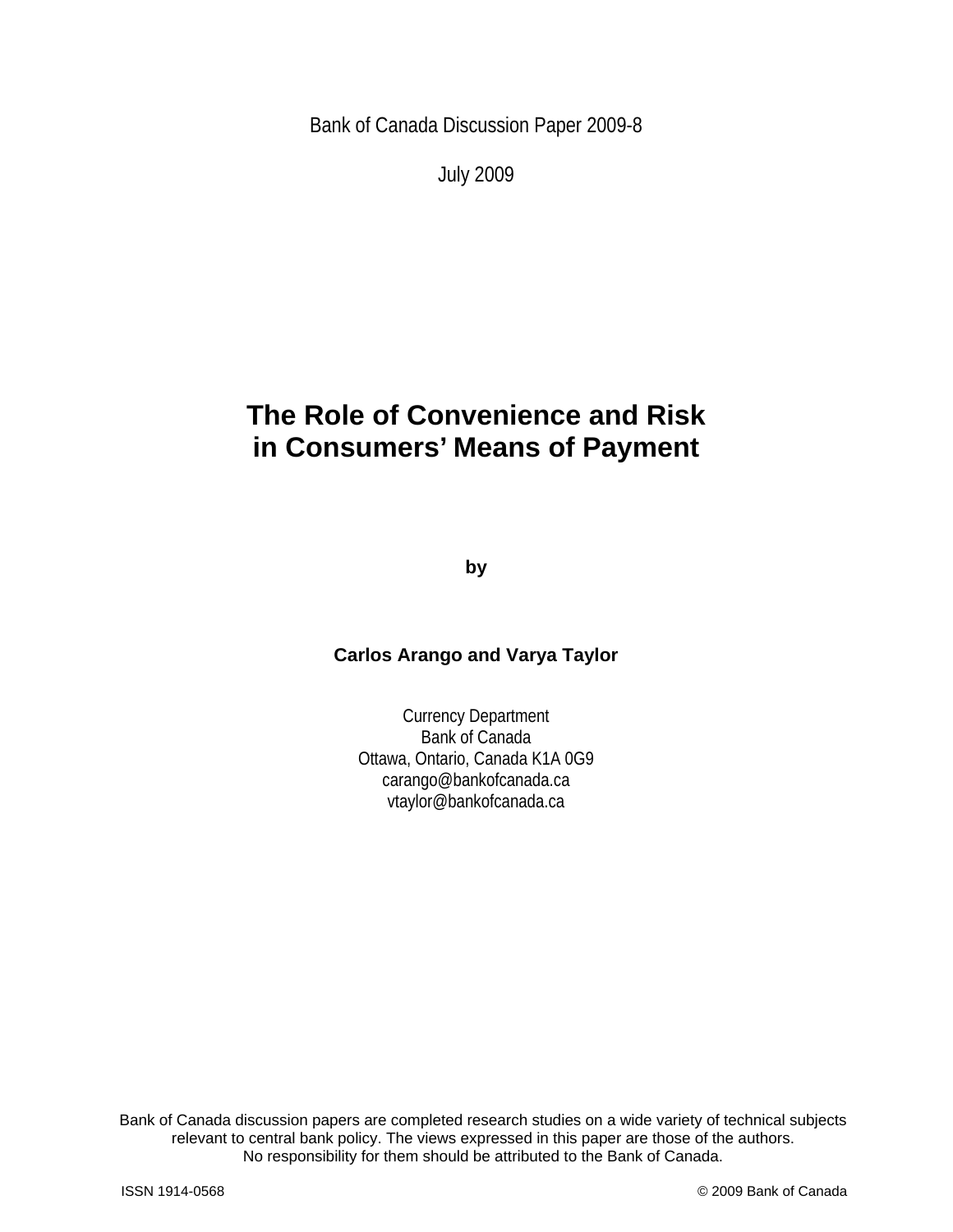Bank of Canada Discussion Paper 2009-8

July 2009

# The Role of Convenience and Risk in Consumers' Means of Payment

**by**

**Carlos Arango and Varya Taylor**

Currency Department
Bank of Canada
Ottawa, Ontario, Canada K1A 0G9
carango@bankofcanada.ca
vtaylor@bankofcanada.ca

Bank of Canada discussion papers are completed research studies on a wide variety of technical subjects relevant to central bank policy. The views expressed in this paper are those of the authors. No responsibility for them should be attributed to the Bank of Canada.

ISSN 1914-0568 © 2009 Bank of Canada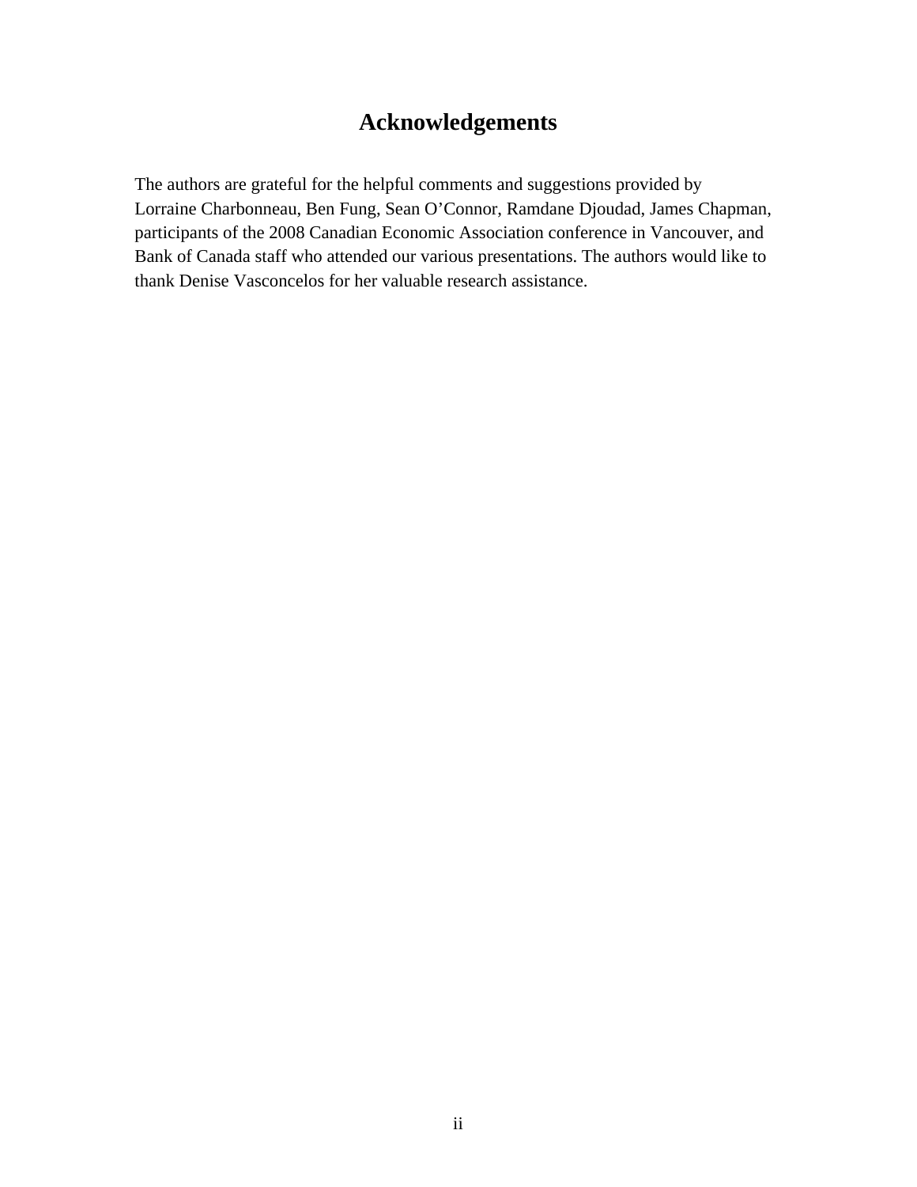# Acknowledgements

The authors are grateful for the helpful comments and suggestions provided by Lorraine Charbonneau, Ben Fung, Sean O'Connor, Ramdane Djoudad, James Chapman, participants of the 2008 Canadian Economic Association conference in Vancouver, and Bank of Canada staff who attended our various presentations. The authors would like to thank Denise Vasconcelos for her valuable research assistance.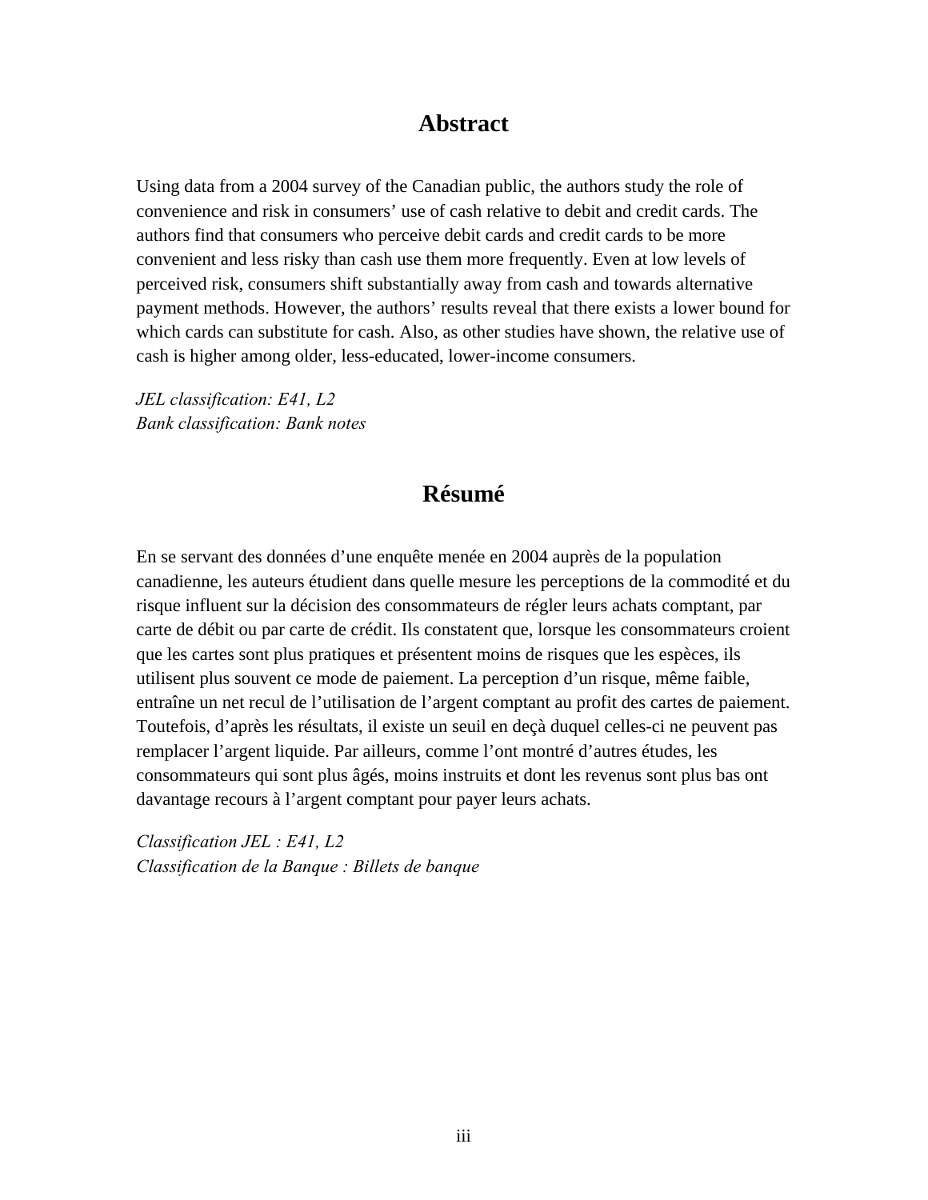# Abstract

Using data from a 2004 survey of the Canadian public, the authors study the role of convenience and risk in consumers' use of cash relative to debit and credit cards. The authors find that consumers who perceive debit cards and credit cards to be more convenient and less risky than cash use them more frequently. Even at low levels of perceived risk, consumers shift substantially away from cash and towards alternative payment methods. However, the authors' results reveal that there exists a lower bound for which cards can substitute for cash. Also, as other studies have shown, the relative use of cash is higher among older, less-educated, lower-income consumers.

*JEL classification: E41, L2*
*Bank classification: Bank notes*

# Résumé

En se servant des données d'une enquête menée en 2004 auprès de la population canadienne, les auteurs étudient dans quelle mesure les perceptions de la commodité et du risque influent sur la décision des consommateurs de régler leurs achats comptant, par carte de débit ou par carte de crédit. Ils constatent que, lorsque les consommateurs croient que les cartes sont plus pratiques et présentent moins de risques que les espèces, ils utilisent plus souvent ce mode de paiement. La perception d'un risque, même faible, entraîne un net recul de l'utilisation de l'argent comptant au profit des cartes de paiement. Toutefois, d'après les résultats, il existe un seuil en deçà duquel celles-ci ne peuvent pas remplacer l'argent liquide. Par ailleurs, comme l'ont montré d'autres études, les consommateurs qui sont plus âgés, moins instruits et dont les revenus sont plus bas ont davantage recours à l'argent comptant pour payer leurs achats.

*Classification JEL : E41, L2*
*Classification de la Banque : Billets de banque*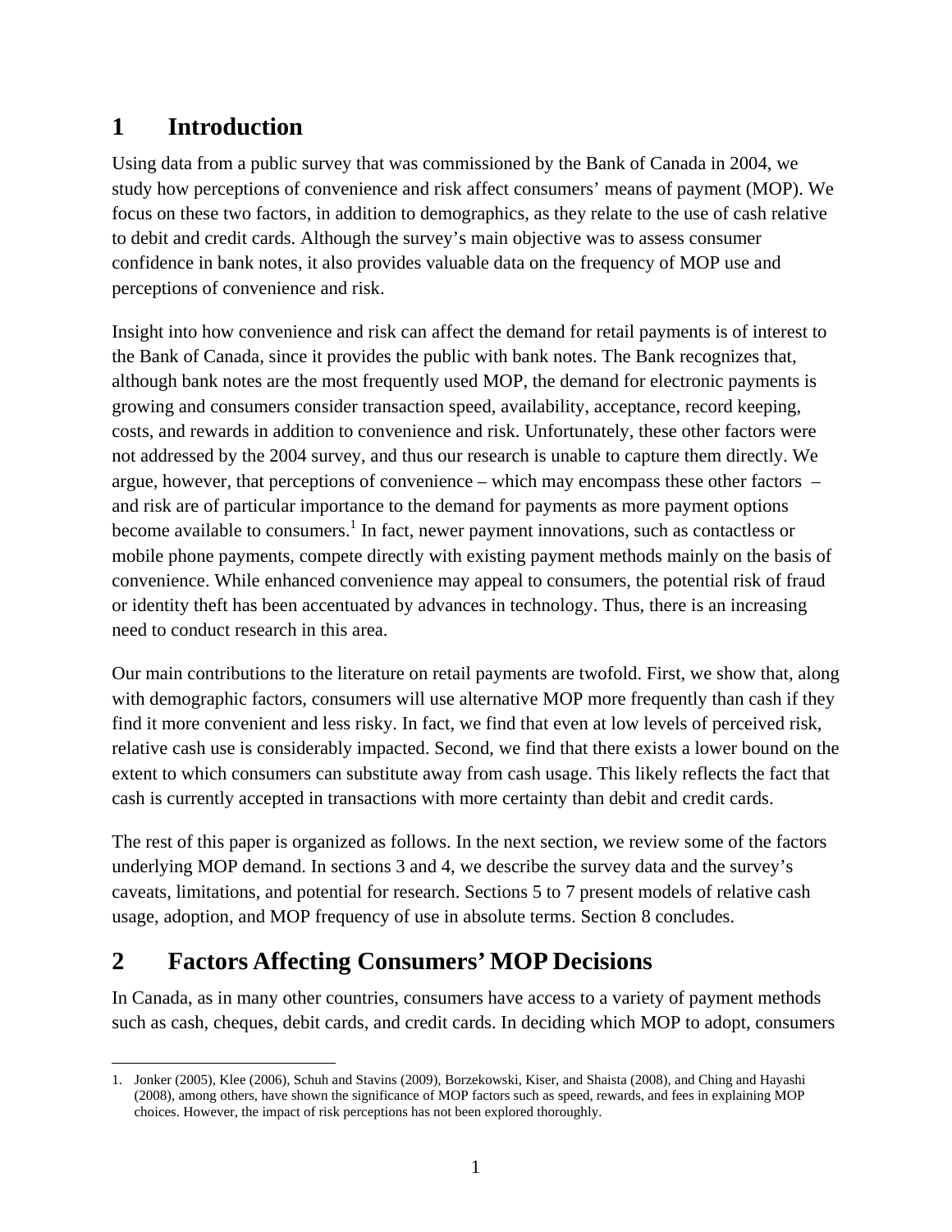# 1 Introduction

Using data from a public survey that was commissioned by the Bank of Canada in 2004, we study how perceptions of convenience and risk affect consumers' means of payment (MOP). We focus on these two factors, in addition to demographics, as they relate to the use of cash relative to debit and credit cards. Although the survey's main objective was to assess consumer confidence in bank notes, it also provides valuable data on the frequency of MOP use and perceptions of convenience and risk.

Insight into how convenience and risk can affect the demand for retail payments is of interest to the Bank of Canada, since it provides the public with bank notes. The Bank recognizes that, although bank notes are the most frequently used MOP, the demand for electronic payments is growing and consumers consider transaction speed, availability, acceptance, record keeping, costs, and rewards in addition to convenience and risk. Unfortunately, these other factors were not addressed by the 2004 survey, and thus our research is unable to capture them directly. We argue, however, that perceptions of convenience – which may encompass these other factors – and risk are of particular importance to the demand for payments as more payment options become available to consumers.[1] In fact, newer payment innovations, such as contactless or mobile phone payments, compete directly with existing payment methods mainly on the basis of convenience. While enhanced convenience may appeal to consumers, the potential risk of fraud or identity theft has been accentuated by advances in technology. Thus, there is an increasing need to conduct research in this area.

Our main contributions to the literature on retail payments are twofold. First, we show that, along with demographic factors, consumers will use alternative MOP more frequently than cash if they find it more convenient and less risky. In fact, we find that even at low levels of perceived risk, relative cash use is considerably impacted. Second, we find that there exists a lower bound on the extent to which consumers can substitute away from cash usage. This likely reflects the fact that cash is currently accepted in transactions with more certainty than debit and credit cards.

The rest of this paper is organized as follows. In the next section, we review some of the factors underlying MOP demand. In sections 3 and 4, we describe the survey data and the survey's caveats, limitations, and potential for research. Sections 5 to 7 present models of relative cash usage, adoption, and MOP frequency of use in absolute terms. Section 8 concludes.

# 2 Factors Affecting Consumers' MOP Decisions

In Canada, as in many other countries, consumers have access to a variety of payment methods such as cash, cheques, debit cards, and credit cards. In deciding which MOP to adopt, consumers

---

1. Jonker (2005), Klee (2006), Schuh and Stavins (2009), Borzekowski, Kiser, and Shaista (2008), and Ching and Hayashi (2008), among others, have shown the significance of MOP factors such as speed, rewards, and fees in explaining MOP choices. However, the impact of risk perceptions has not been explored thoroughly.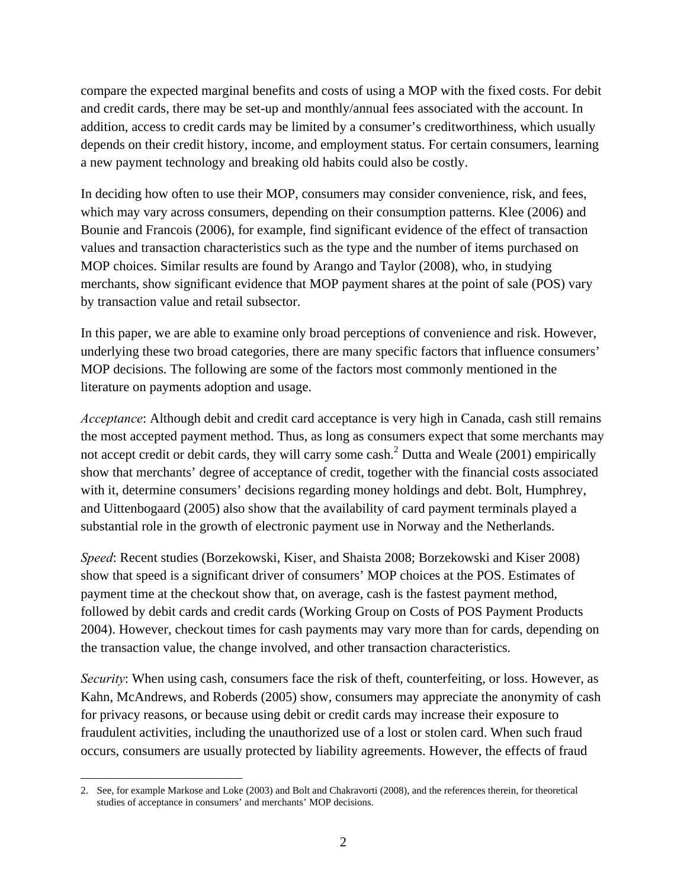compare the expected marginal benefits and costs of using a MOP with the fixed costs. For debit and credit cards, there may be set-up and monthly/annual fees associated with the account. In addition, access to credit cards may be limited by a consumer's creditworthiness, which usually depends on their credit history, income, and employment status. For certain consumers, learning a new payment technology and breaking old habits could also be costly.

In deciding how often to use their MOP, consumers may consider convenience, risk, and fees, which may vary across consumers, depending on their consumption patterns. Klee (2006) and Bounie and Francois (2006), for example, find significant evidence of the effect of transaction values and transaction characteristics such as the type and the number of items purchased on MOP choices. Similar results are found by Arango and Taylor (2008), who, in studying merchants, show significant evidence that MOP payment shares at the point of sale (POS) vary by transaction value and retail subsector.

In this paper, we are able to examine only broad perceptions of convenience and risk. However, underlying these two broad categories, there are many specific factors that influence consumers' MOP decisions. The following are some of the factors most commonly mentioned in the literature on payments adoption and usage.

*Acceptance*: Although debit and credit card acceptance is very high in Canada, cash still remains the most accepted payment method. Thus, as long as consumers expect that some merchants may not accept credit or debit cards, they will carry some cash.[2] Dutta and Weale (2001) empirically show that merchants' degree of acceptance of credit, together with the financial costs associated with it, determine consumers' decisions regarding money holdings and debt. Bolt, Humphrey, and Uittenbogaard (2005) also show that the availability of card payment terminals played a substantial role in the growth of electronic payment use in Norway and the Netherlands.

*Speed*: Recent studies (Borzekowski, Kiser, and Shaista 2008; Borzekowski and Kiser 2008) show that speed is a significant driver of consumers' MOP choices at the POS. Estimates of payment time at the checkout show that, on average, cash is the fastest payment method, followed by debit cards and credit cards (Working Group on Costs of POS Payment Products 2004). However, checkout times for cash payments may vary more than for cards, depending on the transaction value, the change involved, and other transaction characteristics.

*Security*: When using cash, consumers face the risk of theft, counterfeiting, or loss. However, as Kahn, McAndrews, and Roberds (2005) show, consumers may appreciate the anonymity of cash for privacy reasons, or because using debit or credit cards may increase their exposure to fraudulent activities, including the unauthorized use of a lost or stolen card. When such fraud occurs, consumers are usually protected by liability agreements. However, the effects of fraud

2. See, for example Markose and Loke (2003) and Bolt and Chakravorti (2008), and the references therein, for theoretical studies of acceptance in consumers' and merchants' MOP decisions.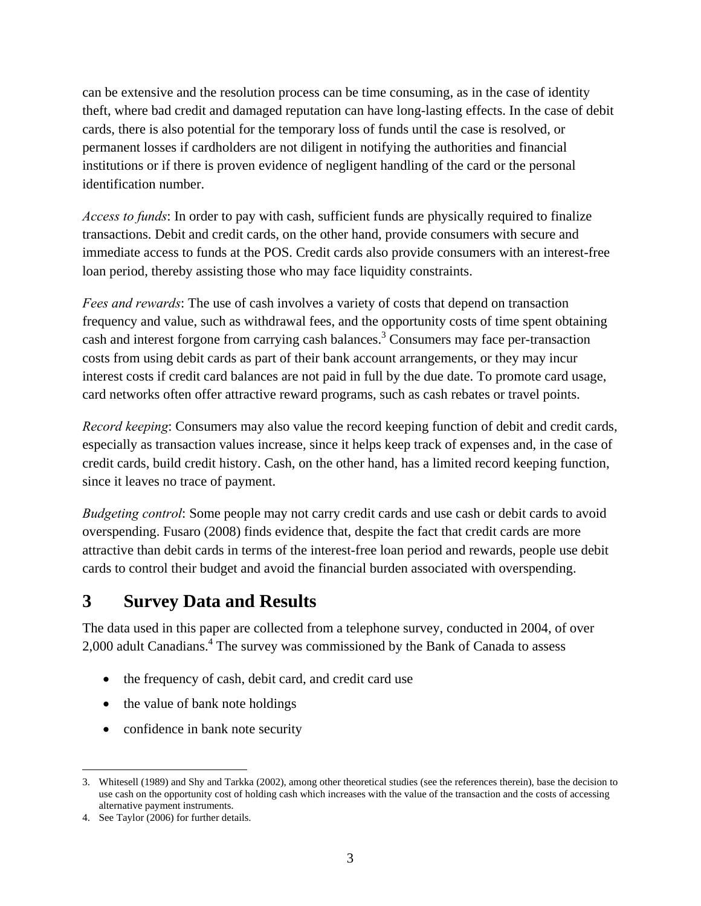can be extensive and the resolution process can be time consuming, as in the case of identity theft, where bad credit and damaged reputation can have long-lasting effects. In the case of debit cards, there is also potential for the temporary loss of funds until the case is resolved, or permanent losses if cardholders are not diligent in notifying the authorities and financial institutions or if there is proven evidence of negligent handling of the card or the personal identification number.

*Access to funds*: In order to pay with cash, sufficient funds are physically required to finalize transactions. Debit and credit cards, on the other hand, provide consumers with secure and immediate access to funds at the POS. Credit cards also provide consumers with an interest-free loan period, thereby assisting those who may face liquidity constraints.

*Fees and rewards*: The use of cash involves a variety of costs that depend on transaction frequency and value, such as withdrawal fees, and the opportunity costs of time spent obtaining cash and interest forgone from carrying cash balances.[3] Consumers may face per-transaction costs from using debit cards as part of their bank account arrangements, or they may incur interest costs if credit card balances are not paid in full by the due date. To promote card usage, card networks often offer attractive reward programs, such as cash rebates or travel points.

*Record keeping*: Consumers may also value the record keeping function of debit and credit cards, especially as transaction values increase, since it helps keep track of expenses and, in the case of credit cards, build credit history. Cash, on the other hand, has a limited record keeping function, since it leaves no trace of payment.

*Budgeting control*: Some people may not carry credit cards and use cash or debit cards to avoid overspending. Fusaro (2008) finds evidence that, despite the fact that credit cards are more attractive than debit cards in terms of the interest-free loan period and rewards, people use debit cards to control their budget and avoid the financial burden associated with overspending.

# 3 Survey Data and Results

The data used in this paper are collected from a telephone survey, conducted in 2004, of over 2,000 adult Canadians.[4] The survey was commissioned by the Bank of Canada to assess

- the frequency of cash, debit card, and credit card use
- the value of bank note holdings
- confidence in bank note security

---

3. Whitesell (1989) and Shy and Tarkka (2002), among other theoretical studies (see the references therein), base the decision to use cash on the opportunity cost of holding cash which increases with the value of the transaction and the costs of accessing alternative payment instruments.
4. See Taylor (2006) for further details.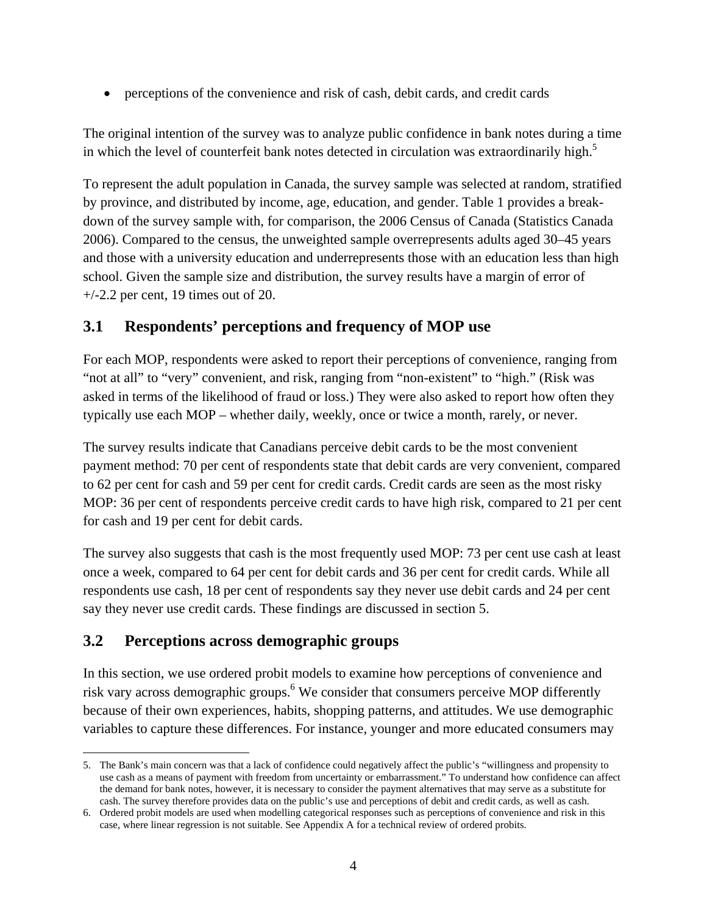- perceptions of the convenience and risk of cash, debit cards, and credit cards

The original intention of the survey was to analyze public confidence in bank notes during a time in which the level of counterfeit bank notes detected in circulation was extraordinarily high.[5]

To represent the adult population in Canada, the survey sample was selected at random, stratified by province, and distributed by income, age, education, and gender. Table 1 provides a breakdown of the survey sample with, for comparison, the 2006 Census of Canada (Statistics Canada 2006). Compared to the census, the unweighted sample overrepresents adults aged 30–45 years and those with a university education and underrepresents those with an education less than high school. Given the sample size and distribution, the survey results have a margin of error of +/-2.2 per cent, 19 times out of 20.

## 3.1 Respondents' perceptions and frequency of MOP use

For each MOP, respondents were asked to report their perceptions of convenience, ranging from "not at all" to "very" convenient, and risk, ranging from "non-existent" to "high." (Risk was asked in terms of the likelihood of fraud or loss.) They were also asked to report how often they typically use each MOP – whether daily, weekly, once or twice a month, rarely, or never.

The survey results indicate that Canadians perceive debit cards to be the most convenient payment method: 70 per cent of respondents state that debit cards are very convenient, compared to 62 per cent for cash and 59 per cent for credit cards. Credit cards are seen as the most risky MOP: 36 per cent of respondents perceive credit cards to have high risk, compared to 21 per cent for cash and 19 per cent for debit cards.

The survey also suggests that cash is the most frequently used MOP: 73 per cent use cash at least once a week, compared to 64 per cent for debit cards and 36 per cent for credit cards. While all respondents use cash, 18 per cent of respondents say they never use debit cards and 24 per cent say they never use credit cards. These findings are discussed in section 5.

## 3.2 Perceptions across demographic groups

In this section, we use ordered probit models to examine how perceptions of convenience and risk vary across demographic groups.[6] We consider that consumers perceive MOP differently because of their own experiences, habits, shopping patterns, and attitudes. We use demographic variables to capture these differences. For instance, younger and more educated consumers may

5. The Bank's main concern was that a lack of confidence could negatively affect the public's "willingness and propensity to use cash as a means of payment with freedom from uncertainty or embarrassment." To understand how confidence can affect the demand for bank notes, however, it is necessary to consider the payment alternatives that may serve as a substitute for cash. The survey therefore provides data on the public's use and perceptions of debit and credit cards, as well as cash.

6. Ordered probit models are used when modelling categorical responses such as perceptions of convenience and risk in this case, where linear regression is not suitable. See Appendix A for a technical review of ordered probits.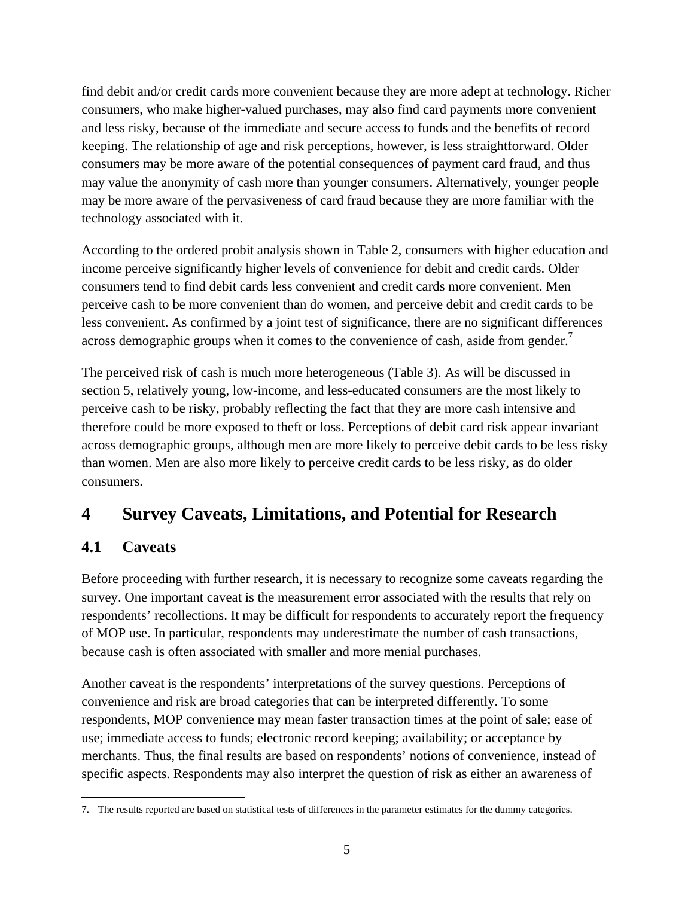find debit and/or credit cards more convenient because they are more adept at technology. Richer consumers, who make higher-valued purchases, may also find card payments more convenient and less risky, because of the immediate and secure access to funds and the benefits of record keeping. The relationship of age and risk perceptions, however, is less straightforward. Older consumers may be more aware of the potential consequences of payment card fraud, and thus may value the anonymity of cash more than younger consumers. Alternatively, younger people may be more aware of the pervasiveness of card fraud because they are more familiar with the technology associated with it.

According to the ordered probit analysis shown in Table 2, consumers with higher education and income perceive significantly higher levels of convenience for debit and credit cards. Older consumers tend to find debit cards less convenient and credit cards more convenient. Men perceive cash to be more convenient than do women, and perceive debit and credit cards to be less convenient. As confirmed by a joint test of significance, there are no significant differences across demographic groups when it comes to the convenience of cash, aside from gender.[7]

The perceived risk of cash is much more heterogeneous (Table 3). As will be discussed in section 5, relatively young, low-income, and less-educated consumers are the most likely to perceive cash to be risky, probably reflecting the fact that they are more cash intensive and therefore could be more exposed to theft or loss. Perceptions of debit card risk appear invariant across demographic groups, although men are more likely to perceive debit cards to be less risky than women. Men are also more likely to perceive credit cards to be less risky, as do older consumers.

# 4 Survey Caveats, Limitations, and Potential for Research

## 4.1 Caveats

Before proceeding with further research, it is necessary to recognize some caveats regarding the survey. One important caveat is the measurement error associated with the results that rely on respondents' recollections. It may be difficult for respondents to accurately report the frequency of MOP use. In particular, respondents may underestimate the number of cash transactions, because cash is often associated with smaller and more menial purchases.

Another caveat is the respondents' interpretations of the survey questions. Perceptions of convenience and risk are broad categories that can be interpreted differently. To some respondents, MOP convenience may mean faster transaction times at the point of sale; ease of use; immediate access to funds; electronic record keeping; availability; or acceptance by merchants. Thus, the final results are based on respondents' notions of convenience, instead of specific aspects. Respondents may also interpret the question of risk as either an awareness of

7. The results reported are based on statistical tests of differences in the parameter estimates for the dummy categories.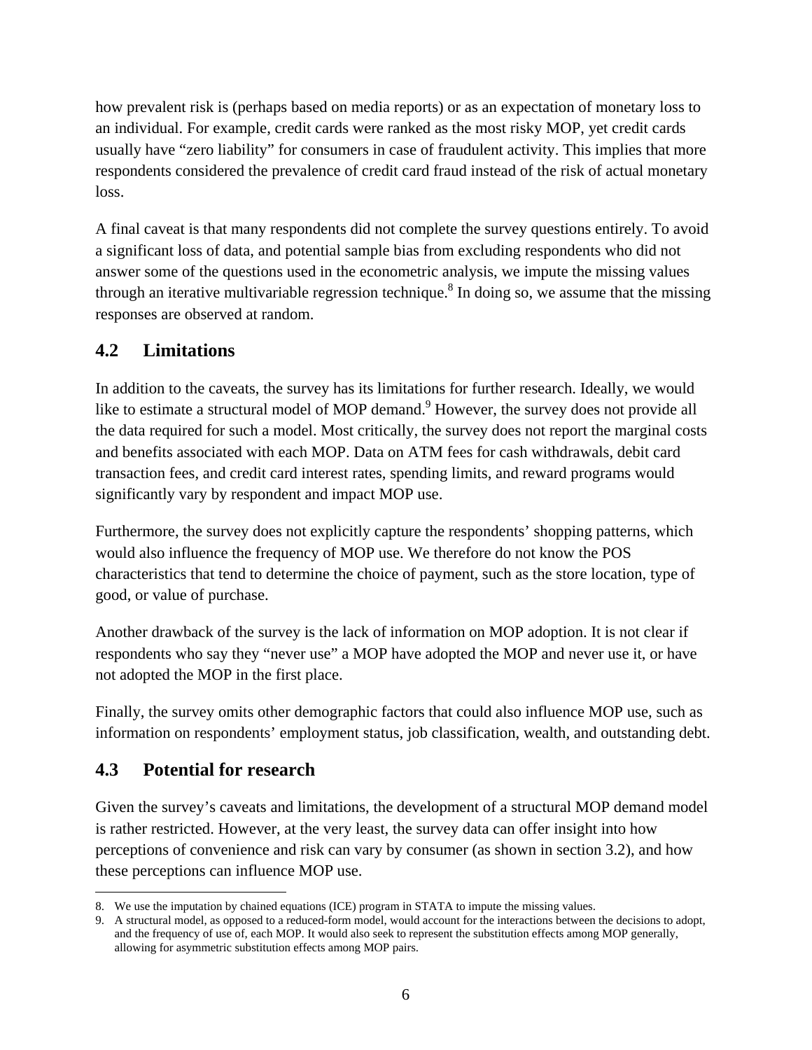how prevalent risk is (perhaps based on media reports) or as an expectation of monetary loss to an individual. For example, credit cards were ranked as the most risky MOP, yet credit cards usually have "zero liability" for consumers in case of fraudulent activity. This implies that more respondents considered the prevalence of credit card fraud instead of the risk of actual monetary loss.

A final caveat is that many respondents did not complete the survey questions entirely. To avoid a significant loss of data, and potential sample bias from excluding respondents who did not answer some of the questions used in the econometric analysis, we impute the missing values through an iterative multivariable regression technique.[8] In doing so, we assume that the missing responses are observed at random.

## 4.2 Limitations

In addition to the caveats, the survey has its limitations for further research. Ideally, we would like to estimate a structural model of MOP demand.[9] However, the survey does not provide all the data required for such a model. Most critically, the survey does not report the marginal costs and benefits associated with each MOP. Data on ATM fees for cash withdrawals, debit card transaction fees, and credit card interest rates, spending limits, and reward programs would significantly vary by respondent and impact MOP use.

Furthermore, the survey does not explicitly capture the respondents' shopping patterns, which would also influence the frequency of MOP use. We therefore do not know the POS characteristics that tend to determine the choice of payment, such as the store location, type of good, or value of purchase.

Another drawback of the survey is the lack of information on MOP adoption. It is not clear if respondents who say they "never use" a MOP have adopted the MOP and never use it, or have not adopted the MOP in the first place.

Finally, the survey omits other demographic factors that could also influence MOP use, such as information on respondents' employment status, job classification, wealth, and outstanding debt.

## 4.3 Potential for research

Given the survey's caveats and limitations, the development of a structural MOP demand model is rather restricted. However, at the very least, the survey data can offer insight into how perceptions of convenience and risk can vary by consumer (as shown in section 3.2), and how these perceptions can influence MOP use.

---

8. We use the imputation by chained equations (ICE) program in STATA to impute the missing values.
9. A structural model, as opposed to a reduced-form model, would account for the interactions between the decisions to adopt, and the frequency of use of, each MOP. It would also seek to represent the substitution effects among MOP generally, allowing for asymmetric substitution effects among MOP pairs.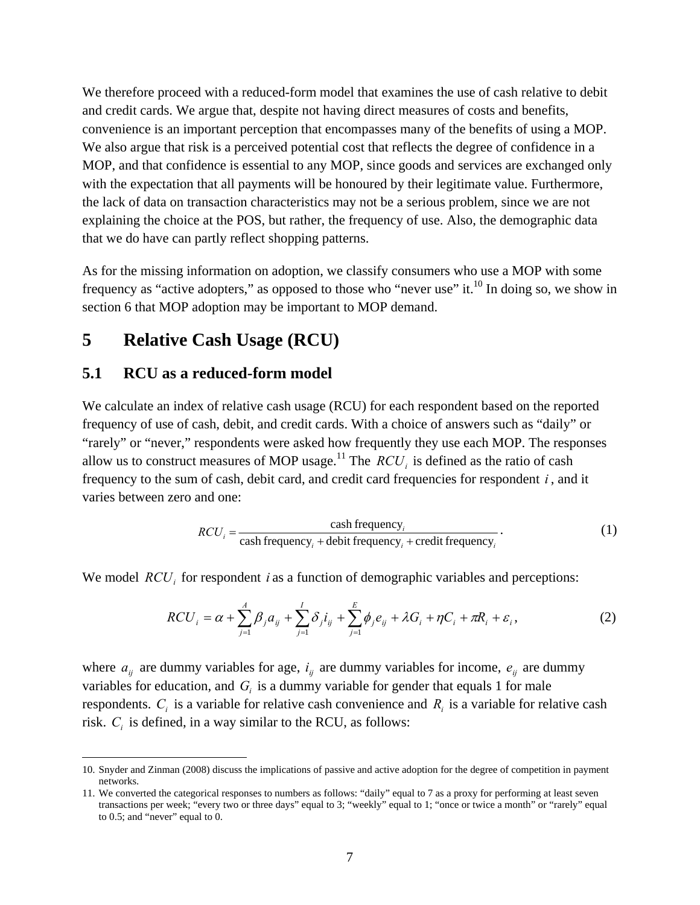We therefore proceed with a reduced-form model that examines the use of cash relative to debit and credit cards. We argue that, despite not having direct measures of costs and benefits, convenience is an important perception that encompasses many of the benefits of using a MOP. We also argue that risk is a perceived potential cost that reflects the degree of confidence in a MOP, and that confidence is essential to any MOP, since goods and services are exchanged only with the expectation that all payments will be honoured by their legitimate value. Furthermore, the lack of data on transaction characteristics may not be a serious problem, since we are not explaining the choice at the POS, but rather, the frequency of use. Also, the demographic data that we do have can partly reflect shopping patterns.

As for the missing information on adoption, we classify consumers who use a MOP with some frequency as "active adopters," as opposed to those who "never use" it.[10] In doing so, we show in section 6 that MOP adoption may be important to MOP demand.

# 5 Relative Cash Usage (RCU)

## 5.1 RCU as a reduced-form model

We calculate an index of relative cash usage (RCU) for each respondent based on the reported frequency of use of cash, debit, and credit cards. With a choice of answers such as "daily" or "rarely" or "never," respondents were asked how frequently they use each MOP. The responses allow us to construct measures of MOP usage.[11] The $RCU_i$ is defined as the ratio of cash frequency to the sum of cash, debit card, and credit card frequencies for respondent $i$, and it varies between zero and one:

$$RCU_i = \frac{\text{cash frequency}_i}{\text{cash frequency}_i + \text{debit frequency}_i + \text{credit frequency}_i}. \tag{1}$$

We model $RCU_i$ for respondent $i$ as a function of demographic variables and perceptions:

$$RCU_i = \alpha + \sum_{j=1}^{A} \beta_j a_{ij} + \sum_{j=1}^{I} \delta_j i_{ij} + \sum_{j=1}^{E} \phi_j e_{ij} + \lambda G_i + \eta C_i + \pi R_i + \varepsilon_i, \tag{2}$$

where $a_{ij}$ are dummy variables for age, $i_{ij}$ are dummy variables for income, $e_{ij}$ are dummy variables for education, and $G_i$ is a dummy variable for gender that equals 1 for male respondents. $C_i$ is a variable for relative cash convenience and $R_i$ is a variable for relative cash risk. $C_i$ is defined, in a way similar to the RCU, as follows:

---

10. Snyder and Zinman (2008) discuss the implications of passive and active adoption for the degree of competition in payment networks.

11. We converted the categorical responses to numbers as follows: "daily" equal to 7 as a proxy for performing at least seven transactions per week; "every two or three days" equal to 3; "weekly" equal to 1; "once or twice a month" or "rarely" equal to 0.5; and "never" equal to 0.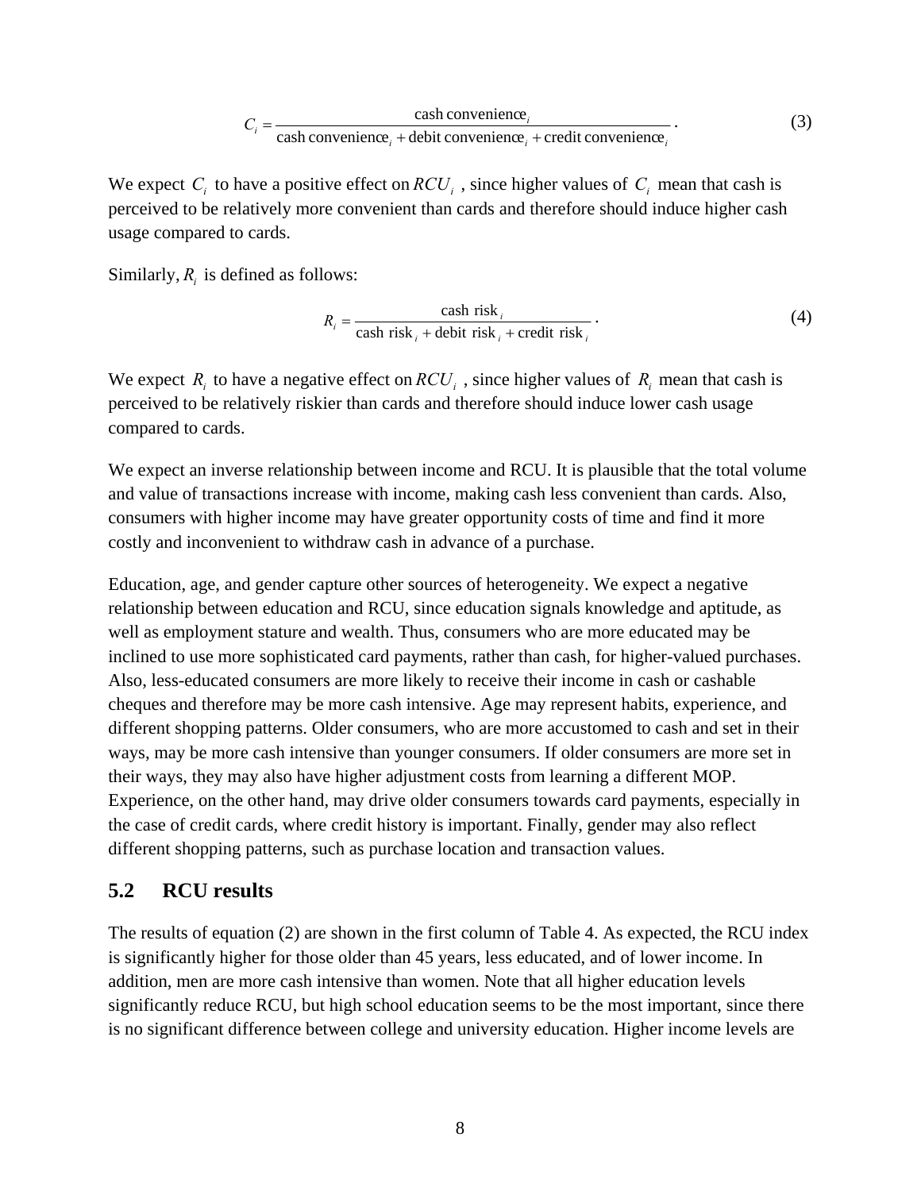$$C_i = \frac{\text{cash convenience}_i}{\text{cash convenience}_i + \text{debit convenience}_i + \text{credit convenience}_i} \,. \tag{3}$$

We expect $C_i$ to have a positive effect on $RCU_i$, since higher values of $C_i$ mean that cash is perceived to be relatively more convenient than cards and therefore should induce higher cash usage compared to cards.

Similarly, $R_i$ is defined as follows:

$$R_i = \frac{\text{cash risk}_i}{\text{cash risk}_i + \text{debit risk}_i + \text{credit risk}_i} \,. \tag{4}$$

We expect $R_i$ to have a negative effect on $RCU_i$, since higher values of $R_i$ mean that cash is perceived to be relatively riskier than cards and therefore should induce lower cash usage compared to cards.

We expect an inverse relationship between income and RCU. It is plausible that the total volume and value of transactions increase with income, making cash less convenient than cards. Also, consumers with higher income may have greater opportunity costs of time and find it more costly and inconvenient to withdraw cash in advance of a purchase.

Education, age, and gender capture other sources of heterogeneity. We expect a negative relationship between education and RCU, since education signals knowledge and aptitude, as well as employment stature and wealth. Thus, consumers who are more educated may be inclined to use more sophisticated card payments, rather than cash, for higher-valued purchases. Also, less-educated consumers are more likely to receive their income in cash or cashable cheques and therefore may be more cash intensive. Age may represent habits, experience, and different shopping patterns. Older consumers, who are more accustomed to cash and set in their ways, may be more cash intensive than younger consumers. If older consumers are more set in their ways, they may also have higher adjustment costs from learning a different MOP. Experience, on the other hand, may drive older consumers towards card payments, especially in the case of credit cards, where credit history is important. Finally, gender may also reflect different shopping patterns, such as purchase location and transaction values.

## 5.2 RCU results

The results of equation (2) are shown in the first column of Table 4. As expected, the RCU index is significantly higher for those older than 45 years, less educated, and of lower income. In addition, men are more cash intensive than women. Note that all higher education levels significantly reduce RCU, but high school education seems to be the most important, since there is no significant difference between college and university education. Higher income levels are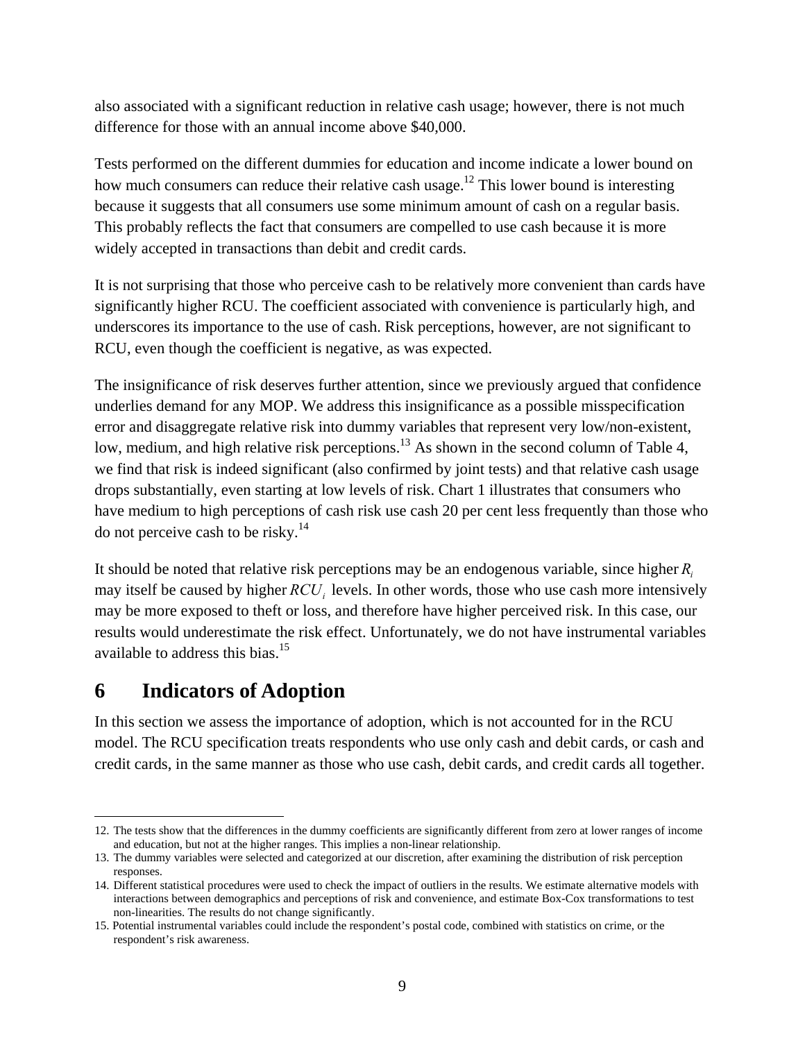also associated with a significant reduction in relative cash usage; however, there is not much difference for those with an annual income above $40,000.

Tests performed on the different dummies for education and income indicate a lower bound on how much consumers can reduce their relative cash usage.[12] This lower bound is interesting because it suggests that all consumers use some minimum amount of cash on a regular basis. This probably reflects the fact that consumers are compelled to use cash because it is more widely accepted in transactions than debit and credit cards.

It is not surprising that those who perceive cash to be relatively more convenient than cards have significantly higher RCU. The coefficient associated with convenience is particularly high, and underscores its importance to the use of cash. Risk perceptions, however, are not significant to RCU, even though the coefficient is negative, as was expected.

The insignificance of risk deserves further attention, since we previously argued that confidence underlies demand for any MOP. We address this insignificance as a possible misspecification error and disaggregate relative risk into dummy variables that represent very low/non-existent, low, medium, and high relative risk perceptions.[13] As shown in the second column of Table 4, we find that risk is indeed significant (also confirmed by joint tests) and that relative cash usage drops substantially, even starting at low levels of risk. Chart 1 illustrates that consumers who have medium to high perceptions of cash risk use cash 20 per cent less frequently than those who do not perceive cash to be risky.[14]

It should be noted that relative risk perceptions may be an endogenous variable, since higher $R_i$ may itself be caused by higher $RCU_i$ levels. In other words, those who use cash more intensively may be more exposed to theft or loss, and therefore have higher perceived risk. In this case, our results would underestimate the risk effect. Unfortunately, we do not have instrumental variables available to address this bias.[15]

# 6 Indicators of Adoption

In this section we assess the importance of adoption, which is not accounted for in the RCU model. The RCU specification treats respondents who use only cash and debit cards, or cash and credit cards, in the same manner as those who use cash, debit cards, and credit cards all together.

---

12. The tests show that the differences in the dummy coefficients are significantly different from zero at lower ranges of income and education, but not at the higher ranges. This implies a non-linear relationship.

13. The dummy variables were selected and categorized at our discretion, after examining the distribution of risk perception responses.

14. Different statistical procedures were used to check the impact of outliers in the results. We estimate alternative models with interactions between demographics and perceptions of risk and convenience, and estimate Box-Cox transformations to test non-linearities. The results do not change significantly.

15. Potential instrumental variables could include the respondent's postal code, combined with statistics on crime, or the respondent's risk awareness.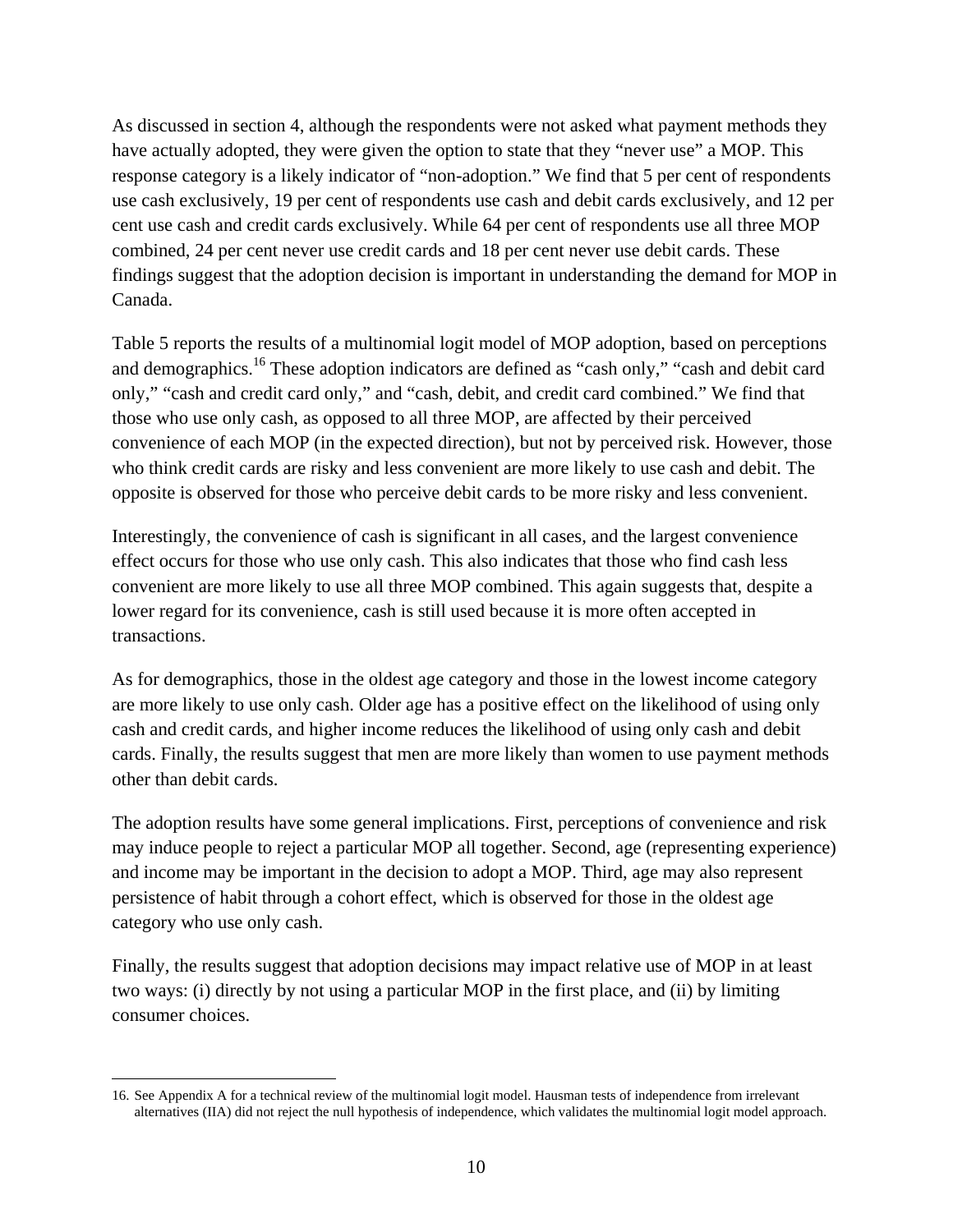As discussed in section 4, although the respondents were not asked what payment methods they have actually adopted, they were given the option to state that they "never use" a MOP. This response category is a likely indicator of "non-adoption." We find that 5 per cent of respondents use cash exclusively, 19 per cent of respondents use cash and debit cards exclusively, and 12 per cent use cash and credit cards exclusively. While 64 per cent of respondents use all three MOP combined, 24 per cent never use credit cards and 18 per cent never use debit cards. These findings suggest that the adoption decision is important in understanding the demand for MOP in Canada.

Table 5 reports the results of a multinomial logit model of MOP adoption, based on perceptions and demographics.[16] These adoption indicators are defined as "cash only," "cash and debit card only," "cash and credit card only," and "cash, debit, and credit card combined." We find that those who use only cash, as opposed to all three MOP, are affected by their perceived convenience of each MOP (in the expected direction), but not by perceived risk. However, those who think credit cards are risky and less convenient are more likely to use cash and debit. The opposite is observed for those who perceive debit cards to be more risky and less convenient.

Interestingly, the convenience of cash is significant in all cases, and the largest convenience effect occurs for those who use only cash. This also indicates that those who find cash less convenient are more likely to use all three MOP combined. This again suggests that, despite a lower regard for its convenience, cash is still used because it is more often accepted in transactions.

As for demographics, those in the oldest age category and those in the lowest income category are more likely to use only cash. Older age has a positive effect on the likelihood of using only cash and credit cards, and higher income reduces the likelihood of using only cash and debit cards. Finally, the results suggest that men are more likely than women to use payment methods other than debit cards.

The adoption results have some general implications. First, perceptions of convenience and risk may induce people to reject a particular MOP all together. Second, age (representing experience) and income may be important in the decision to adopt a MOP. Third, age may also represent persistence of habit through a cohort effect, which is observed for those in the oldest age category who use only cash.

Finally, the results suggest that adoption decisions may impact relative use of MOP in at least two ways: (i) directly by not using a particular MOP in the first place, and (ii) by limiting consumer choices.

---

16. See Appendix A for a technical review of the multinomial logit model. Hausman tests of independence from irrelevant alternatives (IIA) did not reject the null hypothesis of independence, which validates the multinomial logit model approach.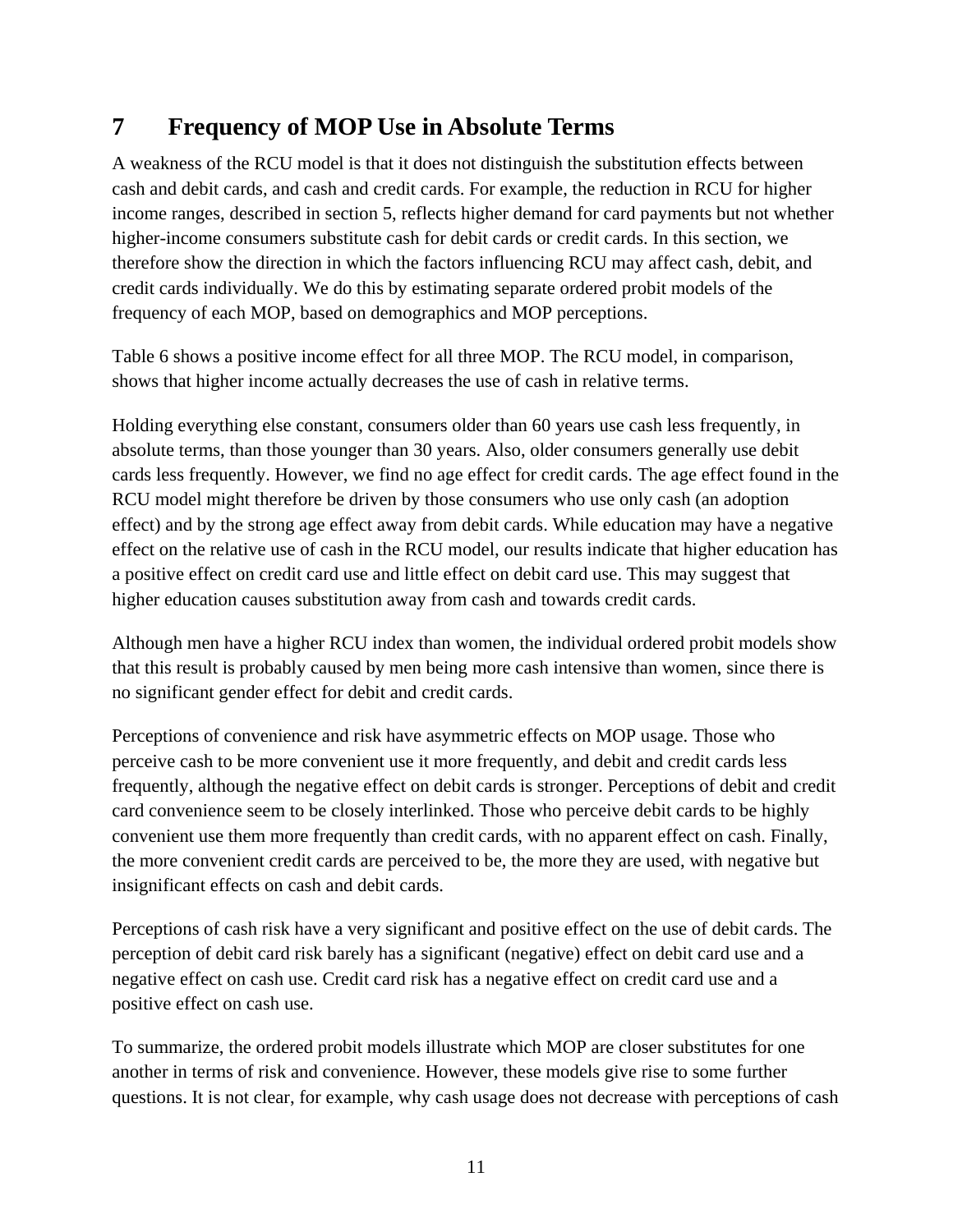# 7 Frequency of MOP Use in Absolute Terms

A weakness of the RCU model is that it does not distinguish the substitution effects between cash and debit cards, and cash and credit cards. For example, the reduction in RCU for higher income ranges, described in section 5, reflects higher demand for card payments but not whether higher-income consumers substitute cash for debit cards or credit cards. In this section, we therefore show the direction in which the factors influencing RCU may affect cash, debit, and credit cards individually. We do this by estimating separate ordered probit models of the frequency of each MOP, based on demographics and MOP perceptions.

Table 6 shows a positive income effect for all three MOP. The RCU model, in comparison, shows that higher income actually decreases the use of cash in relative terms.

Holding everything else constant, consumers older than 60 years use cash less frequently, in absolute terms, than those younger than 30 years. Also, older consumers generally use debit cards less frequently. However, we find no age effect for credit cards. The age effect found in the RCU model might therefore be driven by those consumers who use only cash (an adoption effect) and by the strong age effect away from debit cards. While education may have a negative effect on the relative use of cash in the RCU model, our results indicate that higher education has a positive effect on credit card use and little effect on debit card use. This may suggest that higher education causes substitution away from cash and towards credit cards.

Although men have a higher RCU index than women, the individual ordered probit models show that this result is probably caused by men being more cash intensive than women, since there is no significant gender effect for debit and credit cards.

Perceptions of convenience and risk have asymmetric effects on MOP usage. Those who perceive cash to be more convenient use it more frequently, and debit and credit cards less frequently, although the negative effect on debit cards is stronger. Perceptions of debit and credit card convenience seem to be closely interlinked. Those who perceive debit cards to be highly convenient use them more frequently than credit cards, with no apparent effect on cash. Finally, the more convenient credit cards are perceived to be, the more they are used, with negative but insignificant effects on cash and debit cards.

Perceptions of cash risk have a very significant and positive effect on the use of debit cards. The perception of debit card risk barely has a significant (negative) effect on debit card use and a negative effect on cash use. Credit card risk has a negative effect on credit card use and a positive effect on cash use.

To summarize, the ordered probit models illustrate which MOP are closer substitutes for one another in terms of risk and convenience. However, these models give rise to some further questions. It is not clear, for example, why cash usage does not decrease with perceptions of cash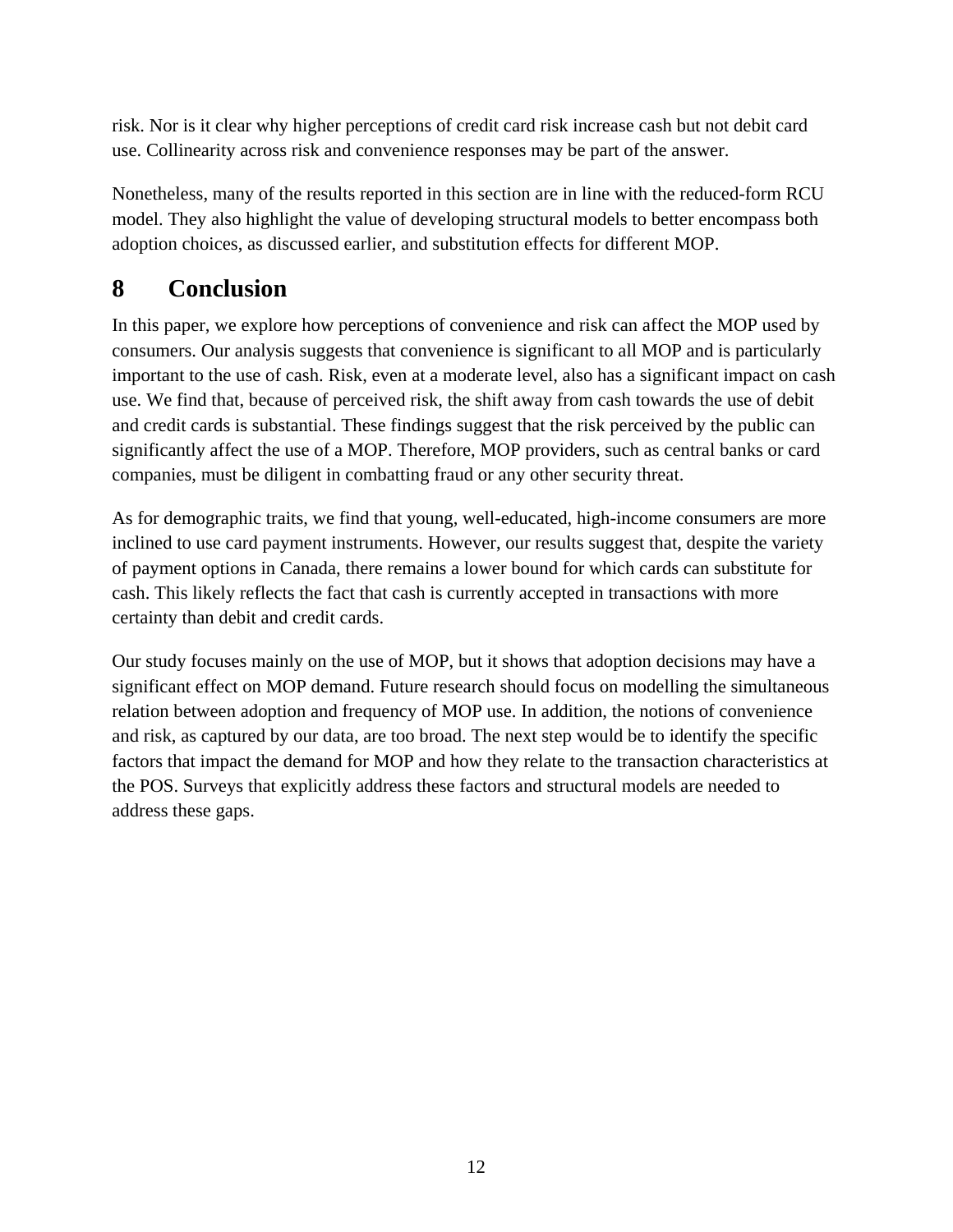risk. Nor is it clear why higher perceptions of credit card risk increase cash but not debit card use. Collinearity across risk and convenience responses may be part of the answer.

Nonetheless, many of the results reported in this section are in line with the reduced-form RCU model. They also highlight the value of developing structural models to better encompass both adoption choices, as discussed earlier, and substitution effects for different MOP.

# 8 Conclusion

In this paper, we explore how perceptions of convenience and risk can affect the MOP used by consumers. Our analysis suggests that convenience is significant to all MOP and is particularly important to the use of cash. Risk, even at a moderate level, also has a significant impact on cash use. We find that, because of perceived risk, the shift away from cash towards the use of debit and credit cards is substantial. These findings suggest that the risk perceived by the public can significantly affect the use of a MOP. Therefore, MOP providers, such as central banks or card companies, must be diligent in combatting fraud or any other security threat.

As for demographic traits, we find that young, well-educated, high-income consumers are more inclined to use card payment instruments. However, our results suggest that, despite the variety of payment options in Canada, there remains a lower bound for which cards can substitute for cash. This likely reflects the fact that cash is currently accepted in transactions with more certainty than debit and credit cards.

Our study focuses mainly on the use of MOP, but it shows that adoption decisions may have a significant effect on MOP demand. Future research should focus on modelling the simultaneous relation between adoption and frequency of MOP use. In addition, the notions of convenience and risk, as captured by our data, are too broad. The next step would be to identify the specific factors that impact the demand for MOP and how they relate to the transaction characteristics at the POS. Surveys that explicitly address these factors and structural models are needed to address these gaps.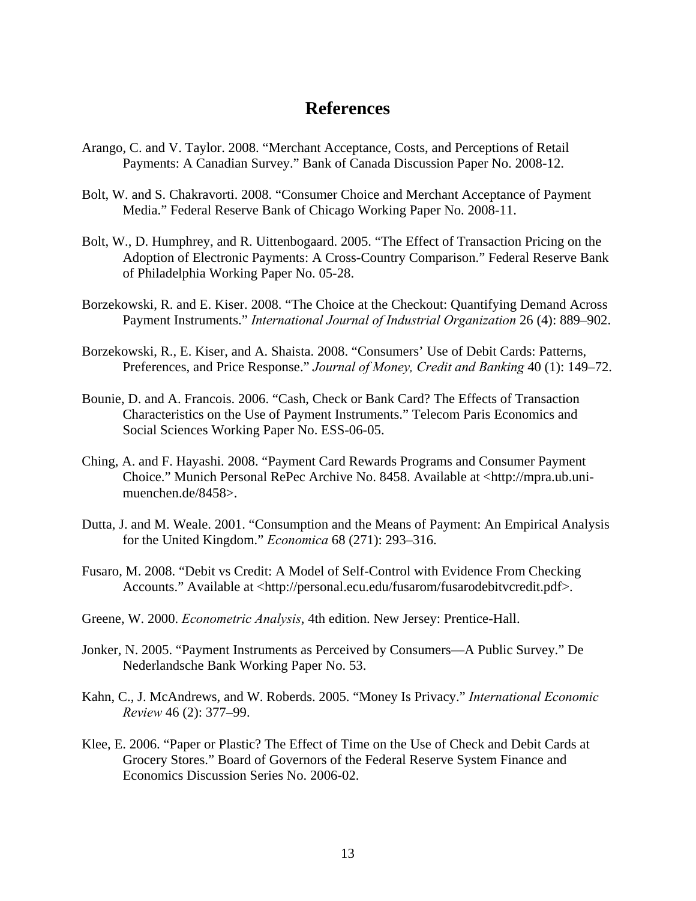# References

Arango, C. and V. Taylor. 2008. "Merchant Acceptance, Costs, and Perceptions of Retail Payments: A Canadian Survey." Bank of Canada Discussion Paper No. 2008-12.

Bolt, W. and S. Chakravorti. 2008. "Consumer Choice and Merchant Acceptance of Payment Media." Federal Reserve Bank of Chicago Working Paper No. 2008-11.

Bolt, W., D. Humphrey, and R. Uittenbogaard. 2005. "The Effect of Transaction Pricing on the Adoption of Electronic Payments: A Cross-Country Comparison." Federal Reserve Bank of Philadelphia Working Paper No. 05-28.

Borzekowski, R. and E. Kiser. 2008. "The Choice at the Checkout: Quantifying Demand Across Payment Instruments." *International Journal of Industrial Organization* 26 (4): 889–902.

Borzekowski, R., E. Kiser, and A. Shaista. 2008. "Consumers' Use of Debit Cards: Patterns, Preferences, and Price Response." *Journal of Money, Credit and Banking* 40 (1): 149–72.

Bounie, D. and A. Francois. 2006. "Cash, Check or Bank Card? The Effects of Transaction Characteristics on the Use of Payment Instruments." Telecom Paris Economics and Social Sciences Working Paper No. ESS-06-05.

Ching, A. and F. Hayashi. 2008. "Payment Card Rewards Programs and Consumer Payment Choice." Munich Personal RePec Archive No. 8458. Available at <http://mpra.ub.uni-muenchen.de/8458>.

Dutta, J. and M. Weale. 2001. "Consumption and the Means of Payment: An Empirical Analysis for the United Kingdom." *Economica* 68 (271): 293–316.

Fusaro, M. 2008. "Debit vs Credit: A Model of Self-Control with Evidence From Checking Accounts." Available at <http://personal.ecu.edu/fusarom/fusarodebitvcredit.pdf>.

Greene, W. 2000. *Econometric Analysis*, 4th edition. New Jersey: Prentice-Hall.

Jonker, N. 2005. "Payment Instruments as Perceived by Consumers—A Public Survey." De Nederlandsche Bank Working Paper No. 53.

Kahn, C., J. McAndrews, and W. Roberds. 2005. "Money Is Privacy." *International Economic Review* 46 (2): 377–99.

Klee, E. 2006. "Paper or Plastic? The Effect of Time on the Use of Check and Debit Cards at Grocery Stores." Board of Governors of the Federal Reserve System Finance and Economics Discussion Series No. 2006-02.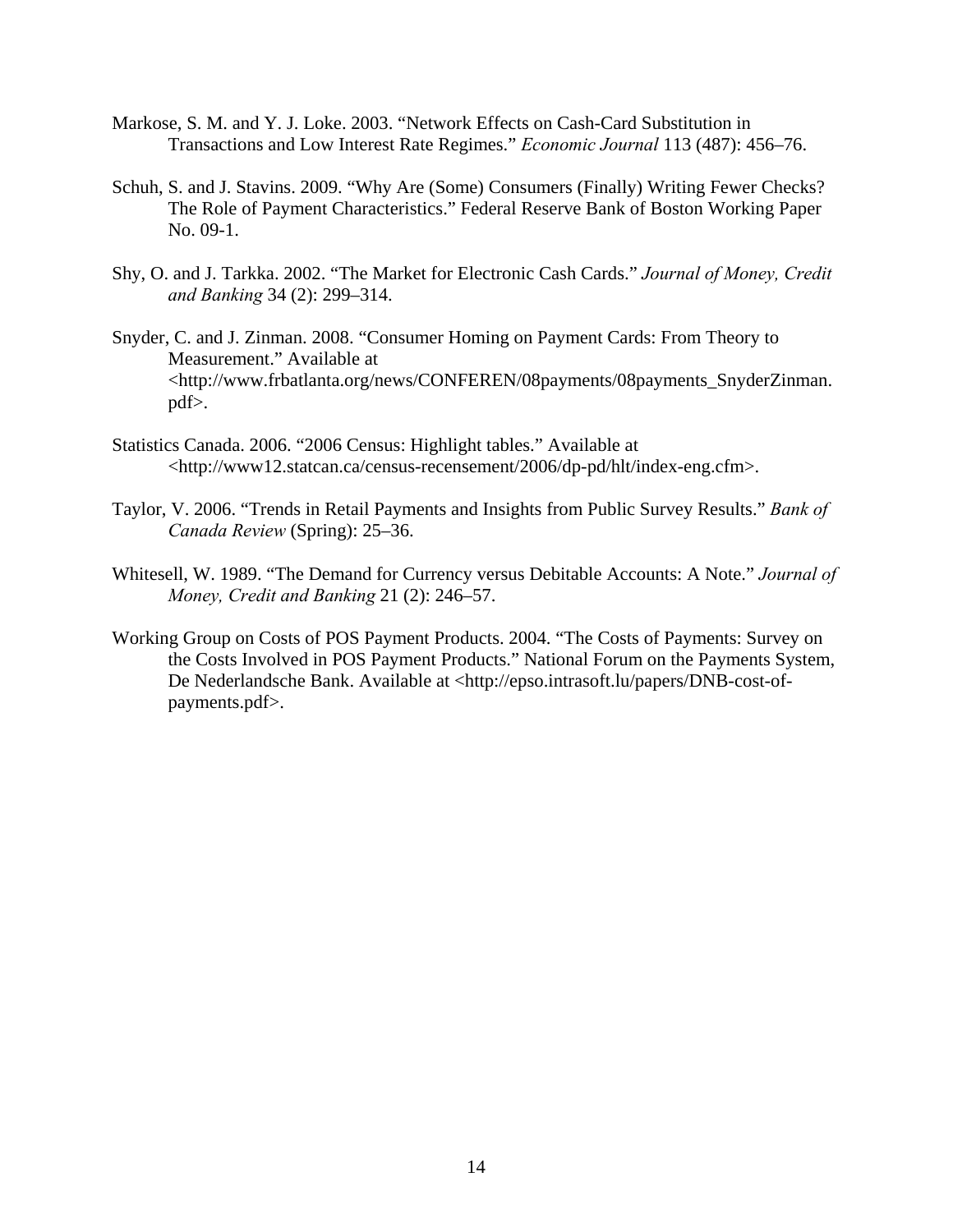Markose, S. M. and Y. J. Loke. 2003. "Network Effects on Cash-Card Substitution in Transactions and Low Interest Rate Regimes." *Economic Journal* 113 (487): 456–76.

Schuh, S. and J. Stavins. 2009. "Why Are (Some) Consumers (Finally) Writing Fewer Checks? The Role of Payment Characteristics." Federal Reserve Bank of Boston Working Paper No. 09-1.

Shy, O. and J. Tarkka. 2002. "The Market for Electronic Cash Cards." *Journal of Money, Credit and Banking* 34 (2): 299–314.

Snyder, C. and J. Zinman. 2008. "Consumer Homing on Payment Cards: From Theory to Measurement." Available at <http://www.frbatlanta.org/news/CONFEREN/08payments/08payments_SnyderZinman.pdf>.

Statistics Canada. 2006. "2006 Census: Highlight tables." Available at <http://www12.statcan.ca/census-recensement/2006/dp-pd/hlt/index-eng.cfm>.

Taylor, V. 2006. "Trends in Retail Payments and Insights from Public Survey Results." *Bank of Canada Review* (Spring): 25–36.

Whitesell, W. 1989. "The Demand for Currency versus Debitable Accounts: A Note." *Journal of Money, Credit and Banking* 21 (2): 246–57.

Working Group on Costs of POS Payment Products. 2004. "The Costs of Payments: Survey on the Costs Involved in POS Payment Products." National Forum on the Payments System, De Nederlandsche Bank. Available at <http://epso.intrasoft.lu/papers/DNB-cost-of-payments.pdf>.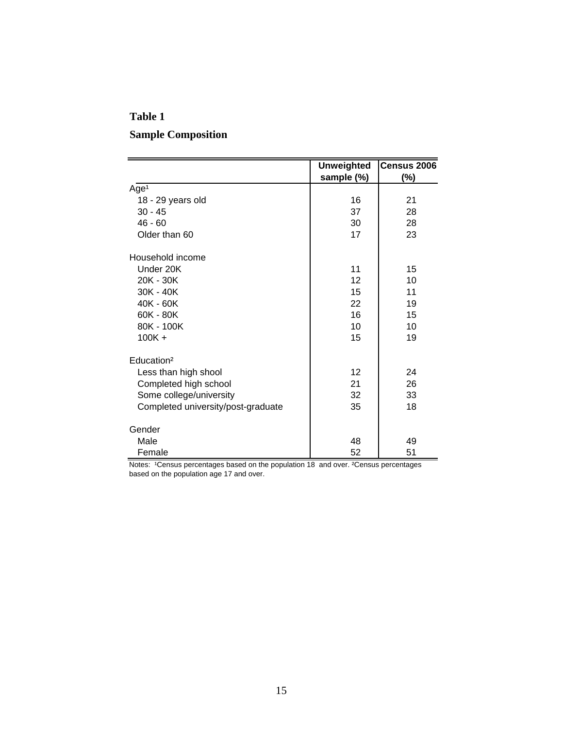**Table 1**

**Sample Composition**

| | Unweighted sample (%) | Census 2006 (%) |
|---|---|---|
| Age[1] | | |
| 18 - 29 years old | 16 | 21 |
| 30 - 45 | 37 | 28 |
| 46 - 60 | 30 | 28 |
| Older than 60 | 17 | 23 |
| | | |
| Household income | | |
| Under 20K | 11 | 15 |
| 20K - 30K | 12 | 10 |
| 30K - 40K | 15 | 11 |
| 40K - 60K | 22 | 19 |
| 60K - 80K | 16 | 15 |
| 80K - 100K | 10 | 10 |
| 100K + | 15 | 19 |
| | | |
| Education[2] | | |
| Less than high shool | 12 | 24 |
| Completed high school | 21 | 26 |
| Some college/university | 32 | 33 |
| Completed university/post-graduate | 35 | 18 |
| | | |
| Gender | | |
| Male | 48 | 49 |
| Female | 52 | 51 |

Notes: [1]Census percentages based on the population 18 and over. [2]Census percentages based on the population age 17 and over.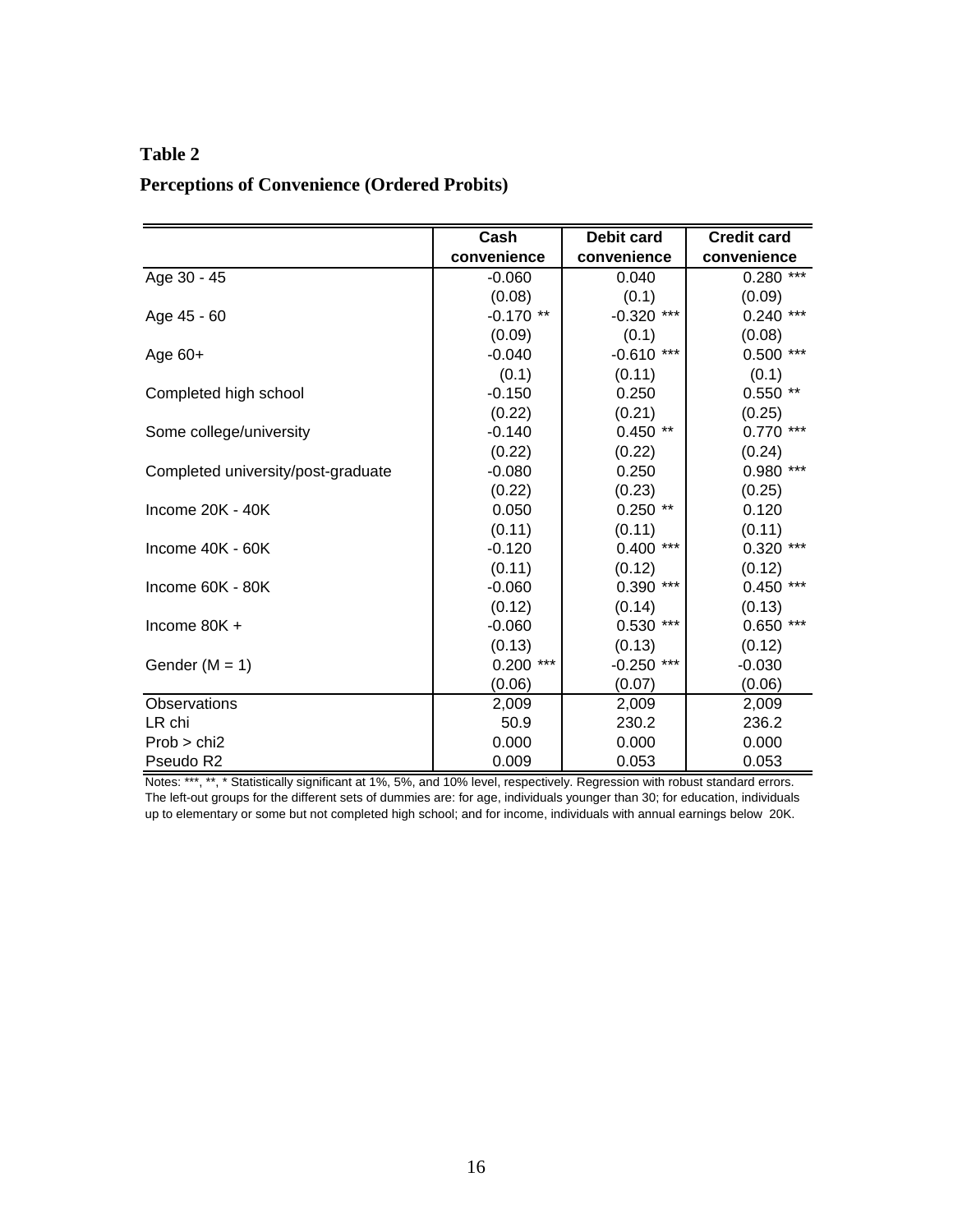**Table 2**

**Perceptions of Convenience (Ordered Probits)**

| | Cash convenience | Debit card convenience | Credit card convenience |
|---|---|---|---|
| Age 30 - 45 | -0.060 | 0.040 | 0.280 *** |
| | (0.08) | (0.1) | (0.09) |
| Age 45 - 60 | -0.170 ** | -0.320 *** | 0.240 *** |
| | (0.09) | (0.1) | (0.08) |
| Age 60+ | -0.040 | -0.610 *** | 0.500 *** |
| | (0.1) | (0.11) | (0.1) |
| Completed high school | -0.150 | 0.250 | 0.550 ** |
| | (0.22) | (0.21) | (0.25) |
| Some college/university | -0.140 | 0.450 ** | 0.770 *** |
| | (0.22) | (0.22) | (0.24) |
| Completed university/post-graduate | -0.080 | 0.250 | 0.980 *** |
| | (0.22) | (0.23) | (0.25) |
| Income 20K - 40K | 0.050 | 0.250 ** | 0.120 |
| | (0.11) | (0.11) | (0.11) |
| Income 40K - 60K | -0.120 | 0.400 *** | 0.320 *** |
| | (0.11) | (0.12) | (0.12) |
| Income 60K - 80K | -0.060 | 0.390 *** | 0.450 *** |
| | (0.12) | (0.14) | (0.13) |
| Income 80K + | -0.060 | 0.530 *** | 0.650 *** |
| | (0.13) | (0.13) | (0.12) |
| Gender (M = 1) | 0.200 *** | -0.250 *** | -0.030 |
| | (0.06) | (0.07) | (0.06) |
| Observations | 2,009 | 2,009 | 2,009 |
| LR chi | 50.9 | 230.2 | 236.2 |
| Prob > chi2 | 0.000 | 0.000 | 0.000 |
| Pseudo R2 | 0.009 | 0.053 | 0.053 |

Notes: ***, **, * Statistically significant at 1%, 5%, and 10% level, respectively. Regression with robust standard errors. The left-out groups for the different sets of dummies are: for age, individuals younger than 30; for education, individuals up to elementary or some but not completed high school; and for income, individuals with annual earnings below 20K.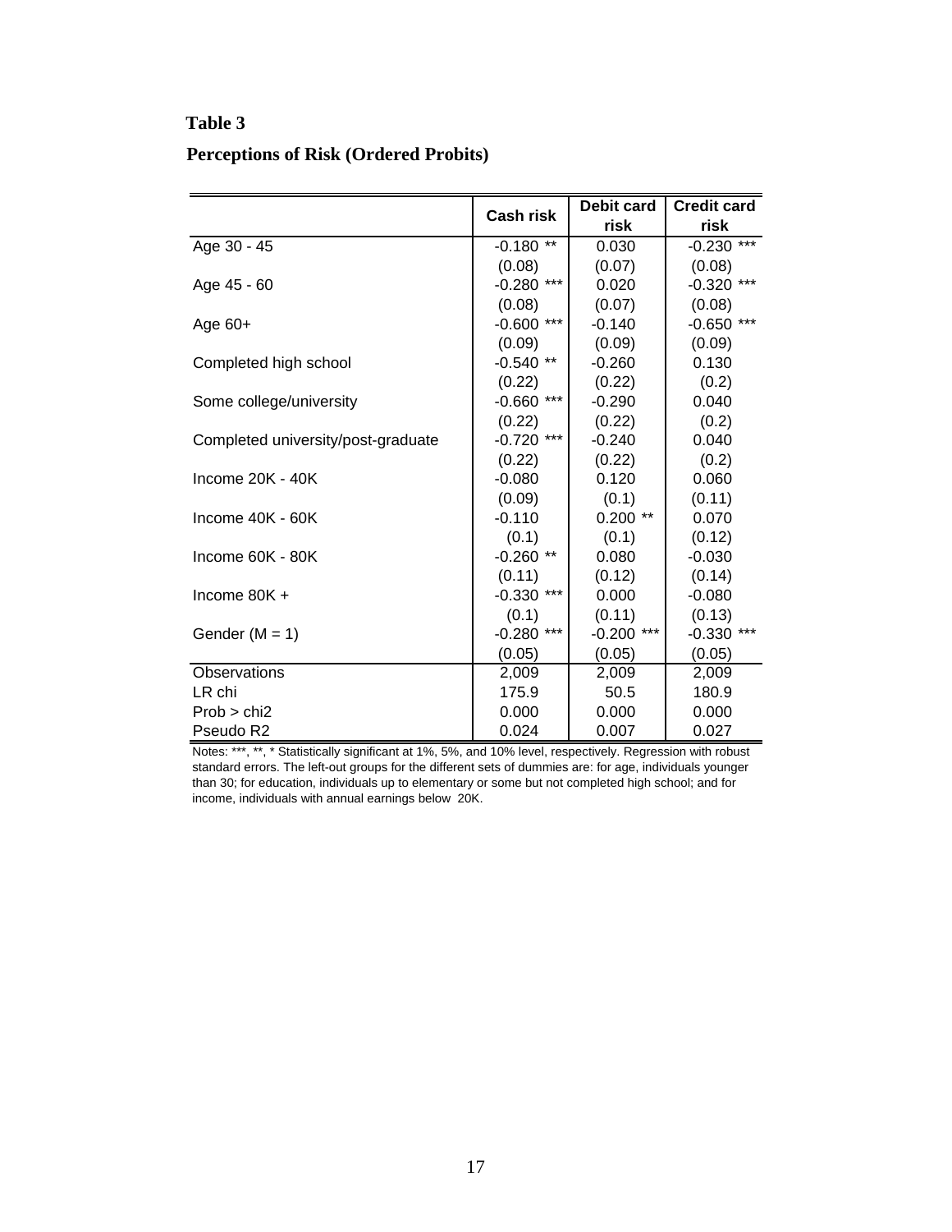**Table 3**

**Perceptions of Risk (Ordered Probits)**

| | Cash risk | Debit card risk | Credit card risk |
|---|---|---|---|
| Age 30 - 45 | -0.180 ** | 0.030 | -0.230 *** |
| | (0.08) | (0.07) | (0.08) |
| Age 45 - 60 | -0.280 *** | 0.020 | -0.320 *** |
| | (0.08) | (0.07) | (0.08) |
| Age 60+ | -0.600 *** | -0.140 | -0.650 *** |
| | (0.09) | (0.09) | (0.09) |
| Completed high school | -0.540 ** | -0.260 | 0.130 |
| | (0.22) | (0.22) | (0.2) |
| Some college/university | -0.660 *** | -0.290 | 0.040 |
| | (0.22) | (0.22) | (0.2) |
| Completed university/post-graduate | -0.720 *** | -0.240 | 0.040 |
| | (0.22) | (0.22) | (0.2) |
| Income 20K - 40K | -0.080 | 0.120 | 0.060 |
| | (0.09) | (0.1) | (0.11) |
| Income 40K - 60K | -0.110 | 0.200 ** | 0.070 |
| | (0.1) | (0.1) | (0.12) |
| Income 60K - 80K | -0.260 ** | 0.080 | -0.030 |
| | (0.11) | (0.12) | (0.14) |
| Income 80K + | -0.330 *** | 0.000 | -0.080 |
| | (0.1) | (0.11) | (0.13) |
| Gender (M = 1) | -0.280 *** | -0.200 *** | -0.330 *** |
| | (0.05) | (0.05) | (0.05) |
| Observations | 2,009 | 2,009 | 2,009 |
| LR chi | 175.9 | 50.5 | 180.9 |
| Prob > chi2 | 0.000 | 0.000 | 0.000 |
| Pseudo R2 | 0.024 | 0.007 | 0.027 |

Notes: ***, **, * Statistically significant at 1%, 5%, and 10% level, respectively. Regression with robust standard errors. The left-out groups for the different sets of dummies are: for age, individuals younger than 30; for education, individuals up to elementary or some but not completed high school; and for income, individuals with annual earnings below 20K.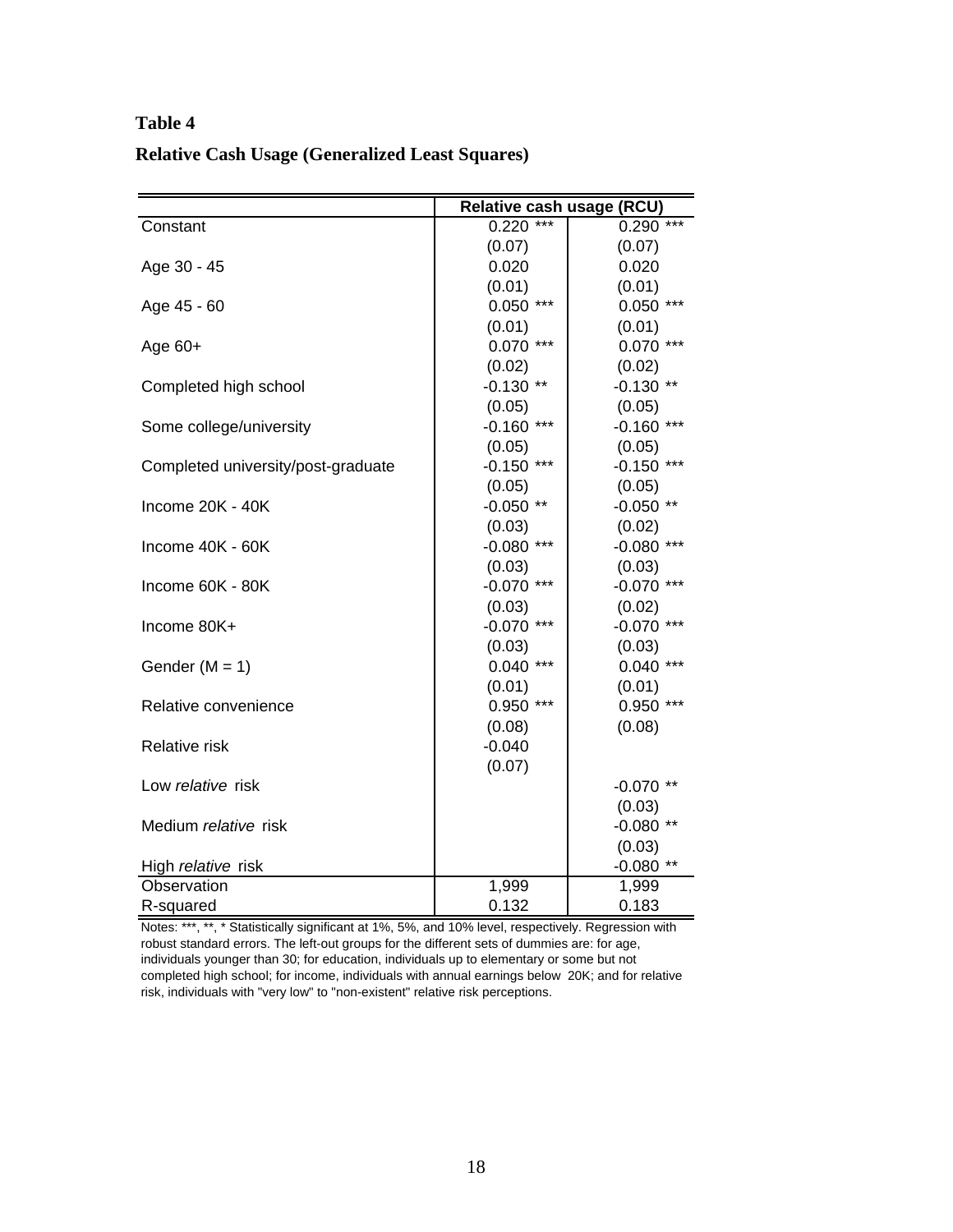**Table 4**

**Relative Cash Usage (Generalized Least Squares)**

| | Relative cash usage (RCU) | |
|---|---|---|
| Constant | 0.220 *** | 0.290 *** |
| | (0.07) | (0.07) |
| Age 30 - 45 | 0.020 | 0.020 |
| | (0.01) | (0.01) |
| Age 45 - 60 | 0.050 *** | 0.050 *** |
| | (0.01) | (0.01) |
| Age 60+ | 0.070 *** | 0.070 *** |
| | (0.02) | (0.02) |
| Completed high school | -0.130 ** | -0.130 ** |
| | (0.05) | (0.05) |
| Some college/university | -0.160 *** | -0.160 *** |
| | (0.05) | (0.05) |
| Completed university/post-graduate | -0.150 *** | -0.150 *** |
| | (0.05) | (0.05) |
| Income 20K - 40K | -0.050 ** | -0.050 ** |
| | (0.03) | (0.02) |
| Income 40K - 60K | -0.080 *** | -0.080 *** |
| | (0.03) | (0.03) |
| Income 60K - 80K | -0.070 *** | -0.070 *** |
| | (0.03) | (0.02) |
| Income 80K+ | -0.070 *** | -0.070 *** |
| | (0.03) | (0.03) |
| Gender (M = 1) | 0.040 *** | 0.040 *** |
| | (0.01) | (0.01) |
| Relative convenience | 0.950 *** | 0.950 *** |
| | (0.08) | (0.08) |
| Relative risk | -0.040 | |
| | (0.07) | |
| Low *relative* risk | | -0.070 ** |
| | | (0.03) |
| Medium *relative* risk | | -0.080 ** |
| | | (0.03) |
| High *relative* risk | | -0.080 ** |
| Observation | 1,999 | 1,999 |
| R-squared | 0.132 | 0.183 |

Notes: ***, **, * Statistically significant at 1%, 5%, and 10% level, respectively. Regression with robust standard errors. The left-out groups for the different sets of dummies are: for age, individuals younger than 30; for education, individuals up to elementary or some but not completed high school; for income, individuals with annual earnings below 20K; and for relative risk, individuals with "very low" to "non-existent" relative risk perceptions.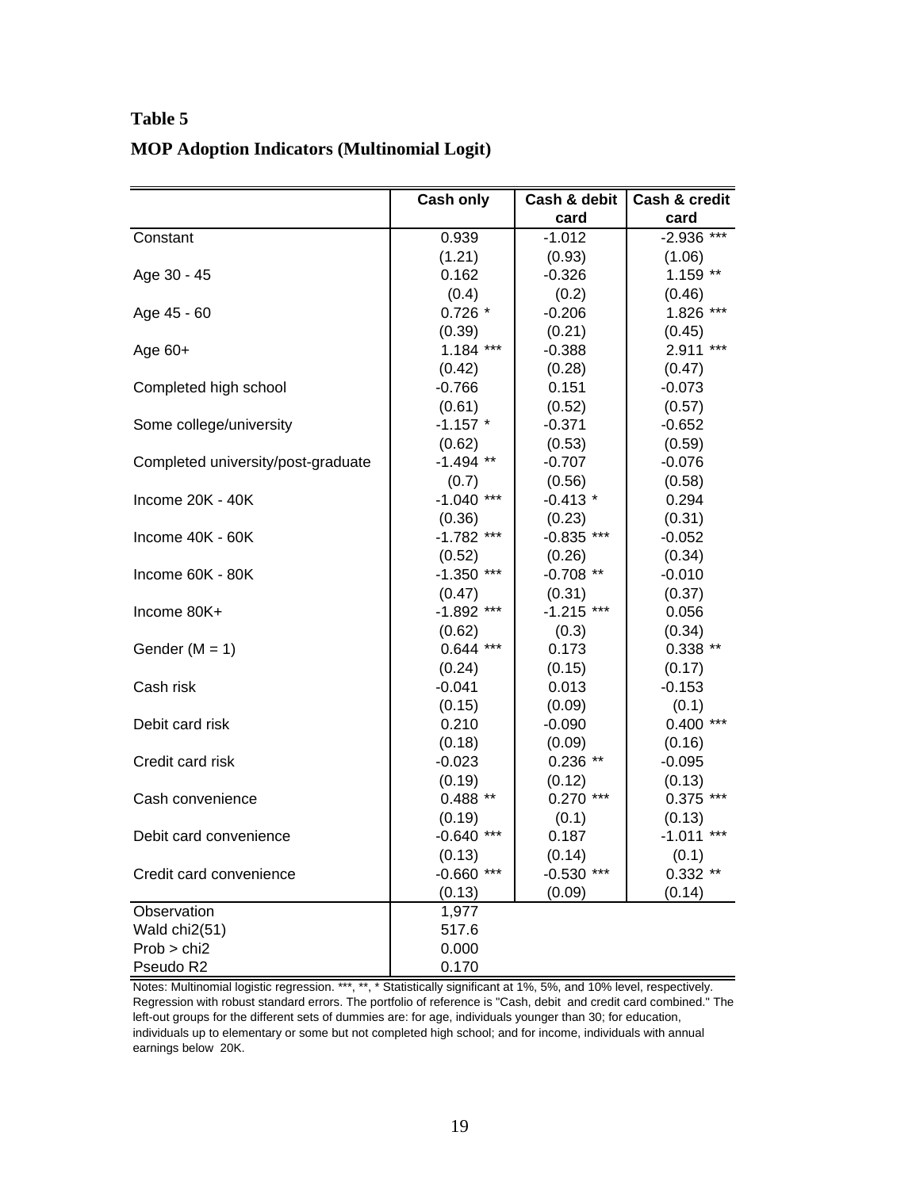**Table 5**

**MOP Adoption Indicators (Multinomial Logit)**

| | Cash only | Cash & debit card | Cash & credit card |
|---|---|---|---|
| Constant | 0.939 | -1.012 | -2.936 *** |
| | (1.21) | (0.93) | (1.06) |
| Age 30 - 45 | 0.162 | -0.326 | 1.159 ** |
| | (0.4) | (0.2) | (0.46) |
| Age 45 - 60 | 0.726 * | -0.206 | 1.826 *** |
| | (0.39) | (0.21) | (0.45) |
| Age 60+ | 1.184 *** | -0.388 | 2.911 *** |
| | (0.42) | (0.28) | (0.47) |
| Completed high school | -0.766 | 0.151 | -0.073 |
| | (0.61) | (0.52) | (0.57) |
| Some college/university | -1.157 * | -0.371 | -0.652 |
| | (0.62) | (0.53) | (0.59) |
| Completed university/post-graduate | -1.494 ** | -0.707 | -0.076 |
| | (0.7) | (0.56) | (0.58) |
| Income 20K - 40K | -1.040 *** | -0.413 * | 0.294 |
| | (0.36) | (0.23) | (0.31) |
| Income 40K - 60K | -1.782 *** | -0.835 *** | -0.052 |
| | (0.52) | (0.26) | (0.34) |
| Income 60K - 80K | -1.350 *** | -0.708 ** | -0.010 |
| | (0.47) | (0.31) | (0.37) |
| Income 80K+ | -1.892 *** | -1.215 *** | 0.056 |
| | (0.62) | (0.3) | (0.34) |
| Gender (M = 1) | 0.644 *** | 0.173 | 0.338 ** |
| | (0.24) | (0.15) | (0.17) |
| Cash risk | -0.041 | 0.013 | -0.153 |
| | (0.15) | (0.09) | (0.1) |
| Debit card risk | 0.210 | -0.090 | 0.400 *** |
| | (0.18) | (0.09) | (0.16) |
| Credit card risk | -0.023 | 0.236 ** | -0.095 |
| | (0.19) | (0.12) | (0.13) |
| Cash convenience | 0.488 ** | 0.270 *** | 0.375 *** |
| | (0.19) | (0.1) | (0.13) |
| Debit card convenience | -0.640 *** | 0.187 | -1.011 *** |
| | (0.13) | (0.14) | (0.1) |
| Credit card convenience | -0.660 *** | -0.530 *** | 0.332 ** |
| | (0.13) | (0.09) | (0.14) |
| Observation | 1,977 | | |
| Wald chi2(51) | 517.6 | | |
| Prob > chi2 | 0.000 | | |
| Pseudo R2 | 0.170 | | |

Notes: Multinomial logistic regression. ***, **, * Statistically significant at 1%, 5%, and 10% level, respectively. Regression with robust standard errors. The portfolio of reference is "Cash, debit and credit card combined." The left-out groups for the different sets of dummies are: for age, individuals younger than 30; for education, individuals up to elementary or some but not completed high school; and for income, individuals with annual earnings below 20K.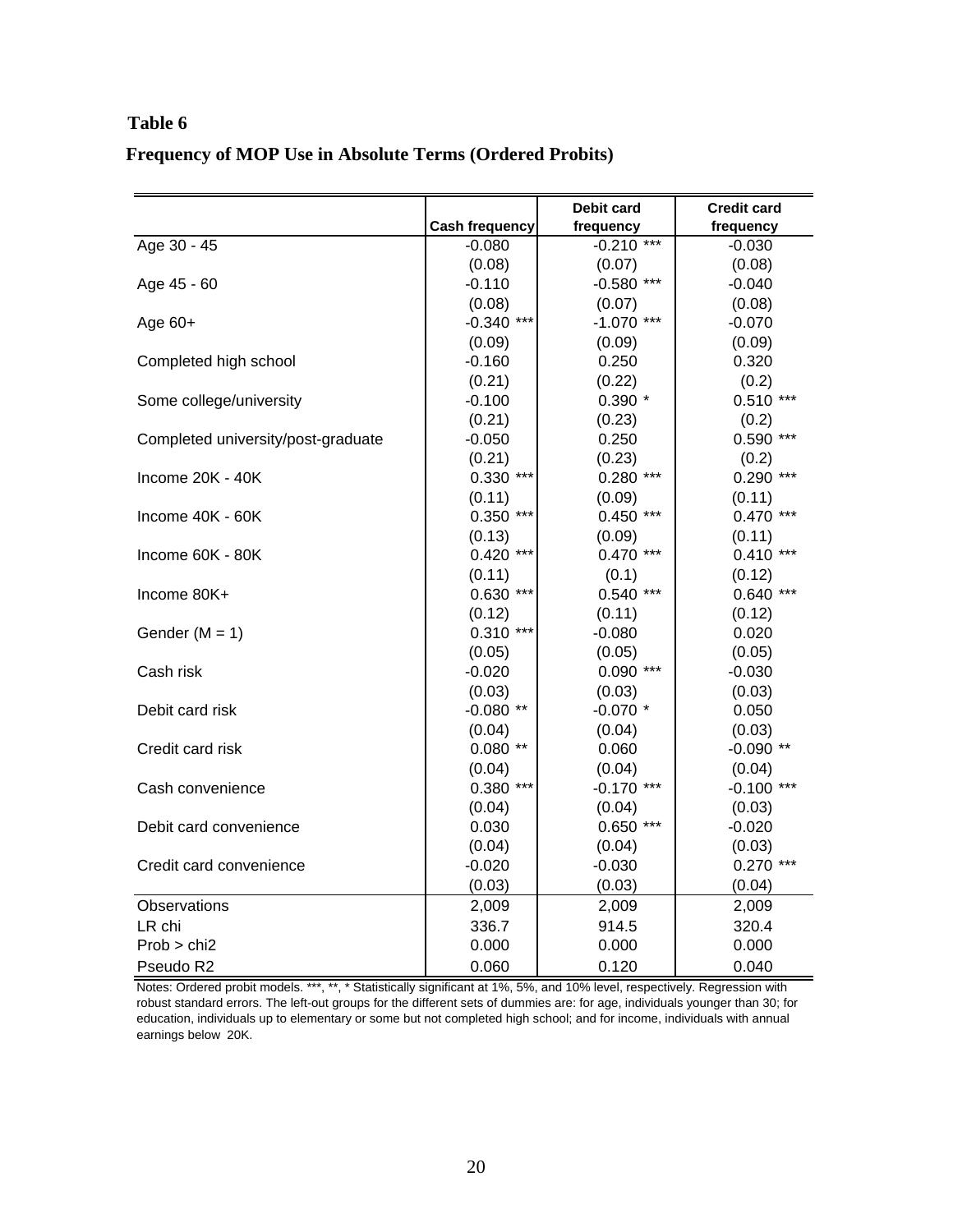**Table 6**

**Frequency of MOP Use in Absolute Terms (Ordered Probits)**

| | Cash frequency | Debit card frequency | Credit card frequency |
|---|---|---|---|
| Age 30 - 45 | -0.080 | -0.210 *** | -0.030 |
| | (0.08) | (0.07) | (0.08) |
| Age 45 - 60 | -0.110 | -0.580 *** | -0.040 |
| | (0.08) | (0.07) | (0.08) |
| Age 60+ | -0.340 *** | -1.070 *** | -0.070 |
| | (0.09) | (0.09) | (0.09) |
| Completed high school | -0.160 | 0.250 | 0.320 |
| | (0.21) | (0.22) | (0.2) |
| Some college/university | -0.100 | 0.390 * | 0.510 *** |
| | (0.21) | (0.23) | (0.2) |
| Completed university/post-graduate | -0.050 | 0.250 | 0.590 *** |
| | (0.21) | (0.23) | (0.2) |
| Income 20K - 40K | 0.330 *** | 0.280 *** | 0.290 *** |
| | (0.11) | (0.09) | (0.11) |
| Income 40K - 60K | 0.350 *** | 0.450 *** | 0.470 *** |
| | (0.13) | (0.09) | (0.11) |
| Income 60K - 80K | 0.420 *** | 0.470 *** | 0.410 *** |
| | (0.11) | (0.1) | (0.12) |
| Income 80K+ | 0.630 *** | 0.540 *** | 0.640 *** |
| | (0.12) | (0.11) | (0.12) |
| Gender (M = 1) | 0.310 *** | -0.080 | 0.020 |
| | (0.05) | (0.05) | (0.05) |
| Cash risk | -0.020 | 0.090 *** | -0.030 |
| | (0.03) | (0.03) | (0.03) |
| Debit card risk | -0.080 ** | -0.070 * | 0.050 |
| | (0.04) | (0.04) | (0.03) |
| Credit card risk | 0.080 ** | 0.060 | -0.090 ** |
| | (0.04) | (0.04) | (0.04) |
| Cash convenience | 0.380 *** | -0.170 *** | -0.100 *** |
| | (0.04) | (0.04) | (0.03) |
| Debit card convenience | 0.030 | 0.650 *** | -0.020 |
| | (0.04) | (0.04) | (0.03) |
| Credit card convenience | -0.020 | -0.030 | 0.270 *** |
| | (0.03) | (0.03) | (0.04) |
| Observations | 2,009 | 2,009 | 2,009 |
| LR chi | 336.7 | 914.5 | 320.4 |
| Prob > chi2 | 0.000 | 0.000 | 0.000 |
| Pseudo R2 | 0.060 | 0.120 | 0.040 |

Notes: Ordered probit models. ***, **, * Statistically significant at 1%, 5%, and 10% level, respectively. Regression with robust standard errors. The left-out groups for the different sets of dummies are: for age, individuals younger than 30; for education, individuals up to elementary or some but not completed high school; and for income, individuals with annual earnings below 20K.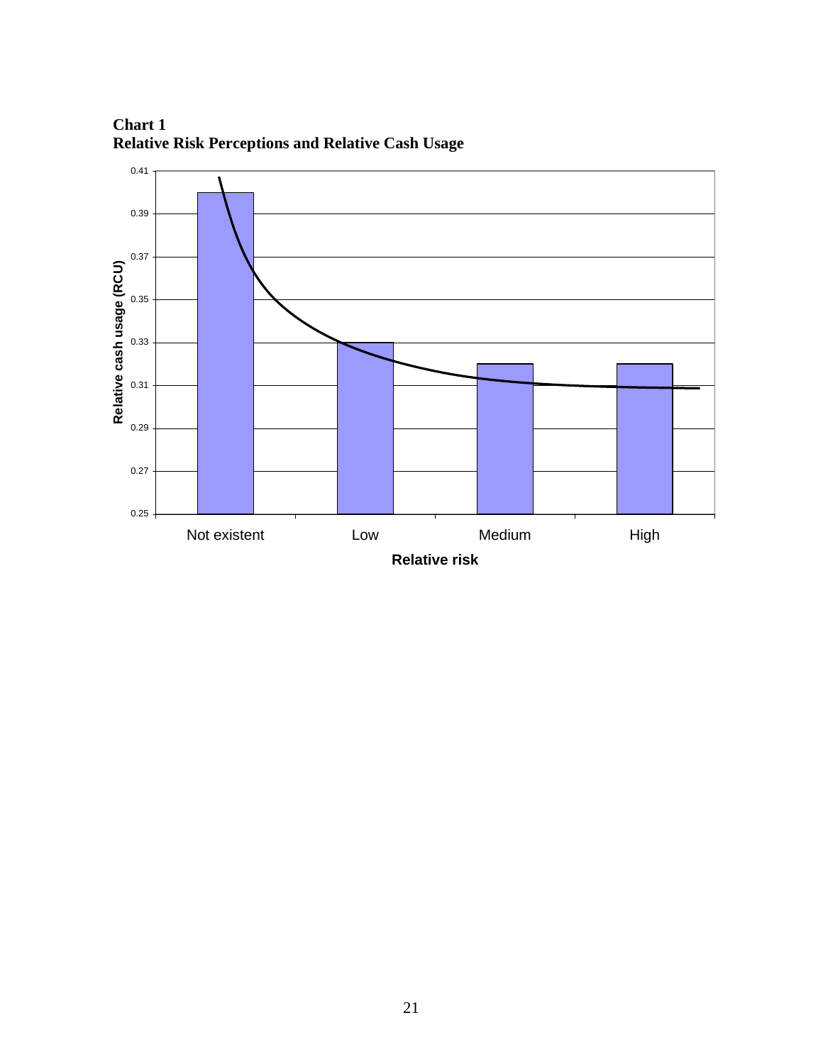**Chart 1**
**Relative Risk Perceptions and Relative Cash Usage**

| Relative risk | Relative cash usage (RCU) |
|---|---|
| Not existent | 0.40 |
| Low | 0.33 |
| Medium | 0.32 |
| High | 0.32 |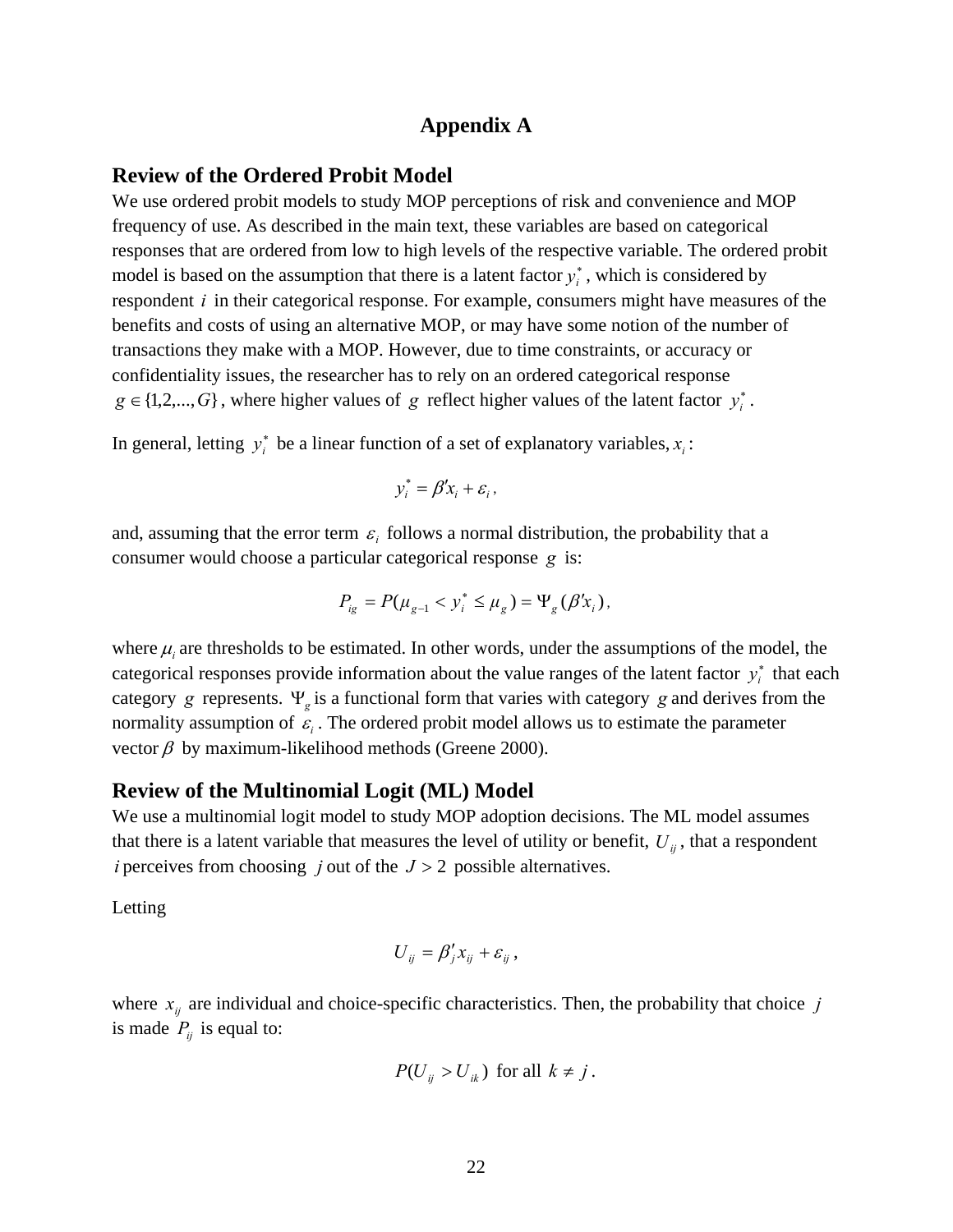# Appendix A

## Review of the Ordered Probit Model

We use ordered probit models to study MOP perceptions of risk and convenience and MOP frequency of use. As described in the main text, these variables are based on categorical responses that are ordered from low to high levels of the respective variable. The ordered probit model is based on the assumption that there is a latent factor $y_i^*$, which is considered by respondent $i$ in their categorical response. For example, consumers might have measures of the benefits and costs of using an alternative MOP, or may have some notion of the number of transactions they make with a MOP. However, due to time constraints, or accuracy or confidentiality issues, the researcher has to rely on an ordered categorical response $g \in \{1,2,...,G\}$, where higher values of $g$ reflect higher values of the latent factor $y_i^*$.

In general, letting $y_i^*$ be a linear function of a set of explanatory variables, $x_i$:

$$y_i^* = \beta' x_i + \varepsilon_i ,$$

and, assuming that the error term $\varepsilon_i$ follows a normal distribution, the probability that a consumer would choose a particular categorical response $g$ is:

$$P_{ig} = P(\mu_{g-1} < y_i^* \leq \mu_g) = \Psi_g(\beta' x_i),$$

where $\mu_i$ are thresholds to be estimated. In other words, under the assumptions of the model, the categorical responses provide information about the value ranges of the latent factor $y_i^*$ that each category $g$ represents. $\Psi_g$ is a functional form that varies with category $g$ and derives from the normality assumption of $\varepsilon_i$. The ordered probit model allows us to estimate the parameter vector $\beta$ by maximum-likelihood methods (Greene 2000).

## Review of the Multinomial Logit (ML) Model

We use a multinomial logit model to study MOP adoption decisions. The ML model assumes that there is a latent variable that measures the level of utility or benefit, $U_{ij}$, that a respondent $i$ perceives from choosing $j$ out of the $J > 2$ possible alternatives.

Letting

$$U_{ij} = \beta_j' x_{ij} + \varepsilon_{ij} ,$$

where $x_{ij}$ are individual and choice-specific characteristics. Then, the probability that choice $j$ is made $P_{ij}$ is equal to:

$$P(U_{ij} > U_{ik}) \text{ for all } k \neq j .$$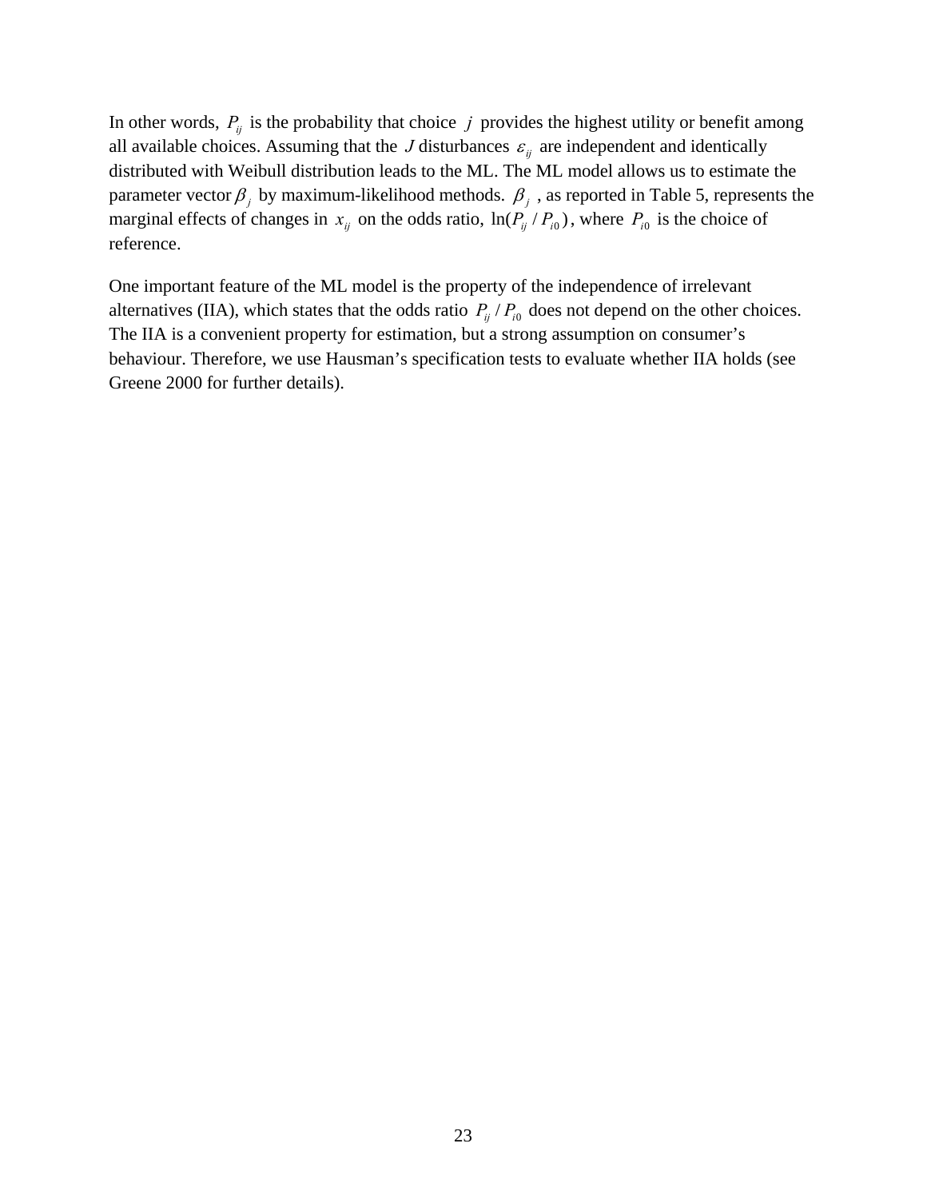In other words, $P_{ij}$ is the probability that choice $j$ provides the highest utility or benefit among all available choices. Assuming that the $J$ disturbances $\varepsilon_{ij}$ are independent and identically distributed with Weibull distribution leads to the ML. The ML model allows us to estimate the parameter vector $\beta_j$ by maximum-likelihood methods. $\beta_j$ , as reported in Table 5, represents the marginal effects of changes in $x_{ij}$ on the odds ratio, $\ln(P_{ij} / P_{i0})$, where $P_{i0}$ is the choice of reference.

One important feature of the ML model is the property of the independence of irrelevant alternatives (IIA), which states that the odds ratio $P_{ij} / P_{i0}$ does not depend on the other choices. The IIA is a convenient property for estimation, but a strong assumption on consumer's behaviour. Therefore, we use Hausman's specification tests to evaluate whether IIA holds (see Greene 2000 for further details).